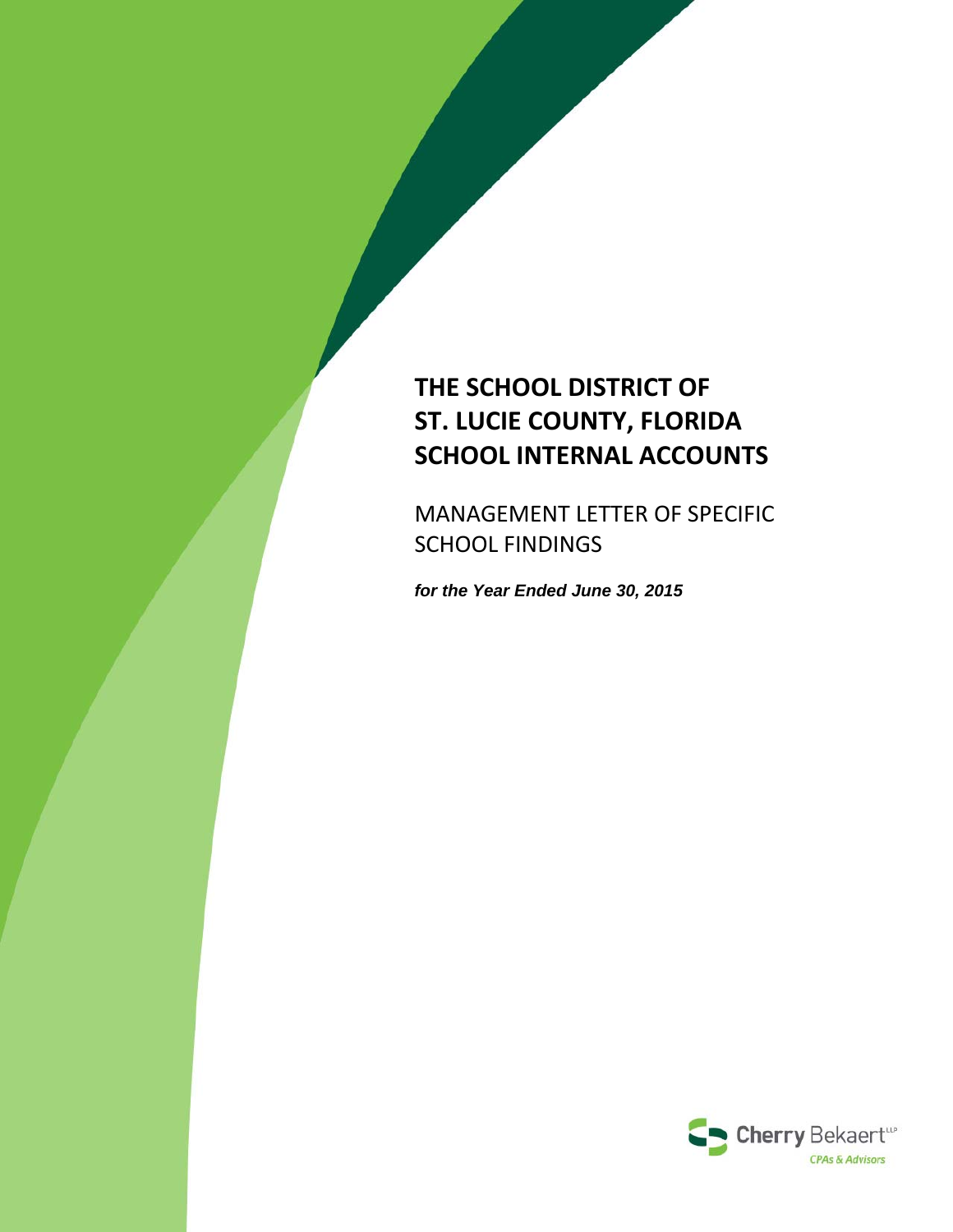# THE SCHOOL DISTRICT OF ST. LUCIE COUNTY, FLORIDA SCHOOL INTERNAL ACCOUNTS

MANAGEMENT LETTER OF SPECIFIC SCHOOL FINDINGS

***for the Year Ended June 30, 2015***

Cherry Bekaert LLP
CPAs & Advisors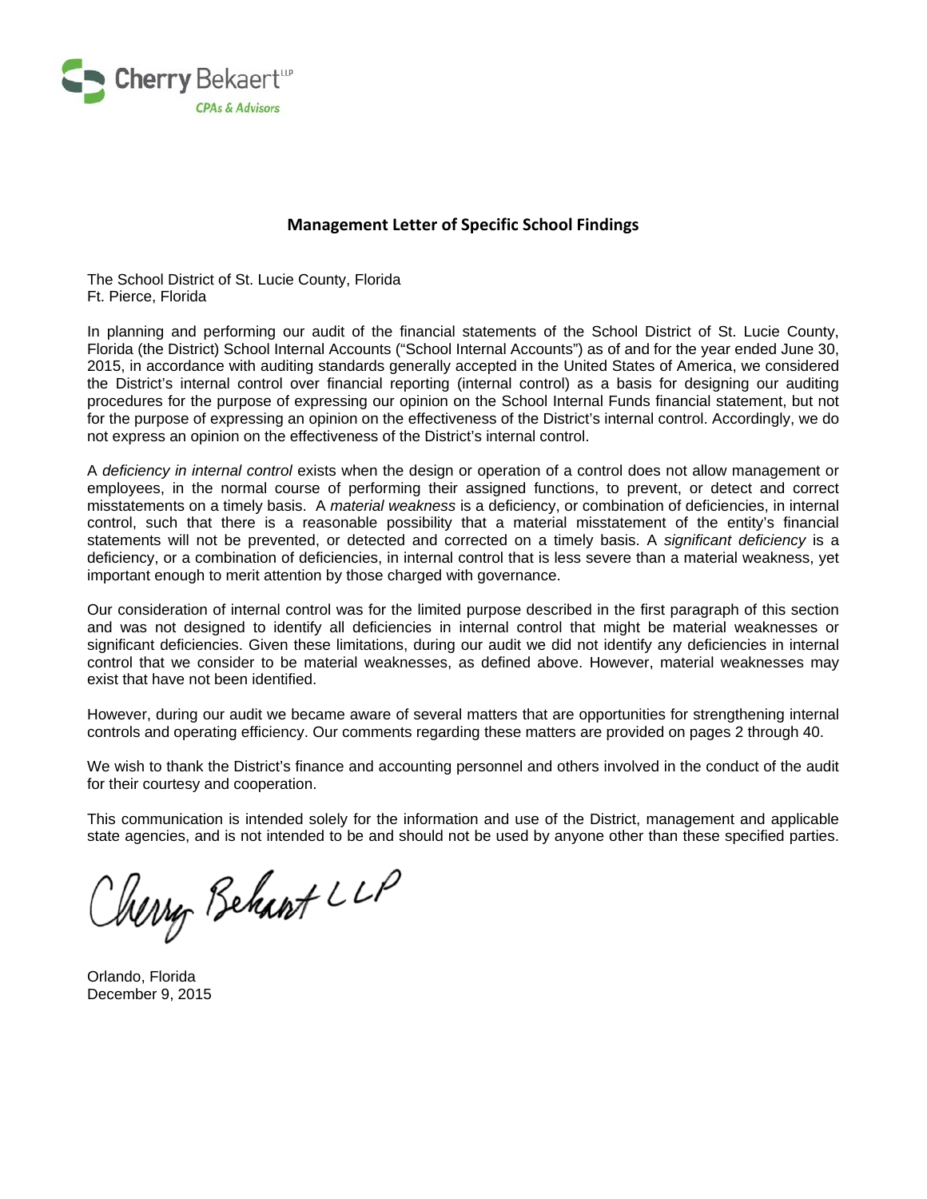Cherry Bekaert LLP
CPAs & Advisors

## Management Letter of Specific School Findings

The School District of St. Lucie County, Florida
Ft. Pierce, Florida

In planning and performing our audit of the financial statements of the School District of St. Lucie County, Florida (the District) School Internal Accounts ("School Internal Accounts") as of and for the year ended June 30, 2015, in accordance with auditing standards generally accepted in the United States of America, we considered the District's internal control over financial reporting (internal control) as a basis for designing our auditing procedures for the purpose of expressing our opinion on the School Internal Funds financial statement, but not for the purpose of expressing an opinion on the effectiveness of the District's internal control. Accordingly, we do not express an opinion on the effectiveness of the District's internal control.

A *deficiency in internal control* exists when the design or operation of a control does not allow management or employees, in the normal course of performing their assigned functions, to prevent, or detect and correct misstatements on a timely basis. A *material weakness* is a deficiency, or combination of deficiencies, in internal control, such that there is a reasonable possibility that a material misstatement of the entity's financial statements will not be prevented, or detected and corrected on a timely basis. A *significant deficiency* is a deficiency, or a combination of deficiencies, in internal control that is less severe than a material weakness, yet important enough to merit attention by those charged with governance.

Our consideration of internal control was for the limited purpose described in the first paragraph of this section and was not designed to identify all deficiencies in internal control that might be material weaknesses or significant deficiencies. Given these limitations, during our audit we did not identify any deficiencies in internal control that we consider to be material weaknesses, as defined above. However, material weaknesses may exist that have not been identified.

However, during our audit we became aware of several matters that are opportunities for strengthening internal controls and operating efficiency. Our comments regarding these matters are provided on pages 2 through 40.

We wish to thank the District's finance and accounting personnel and others involved in the conduct of the audit for their courtesy and cooperation.

This communication is intended solely for the information and use of the District, management and applicable state agencies, and is not intended to be and should not be used by anyone other than these specified parties.

Cherry Bekaert LLP

Orlando, Florida
December 9, 2015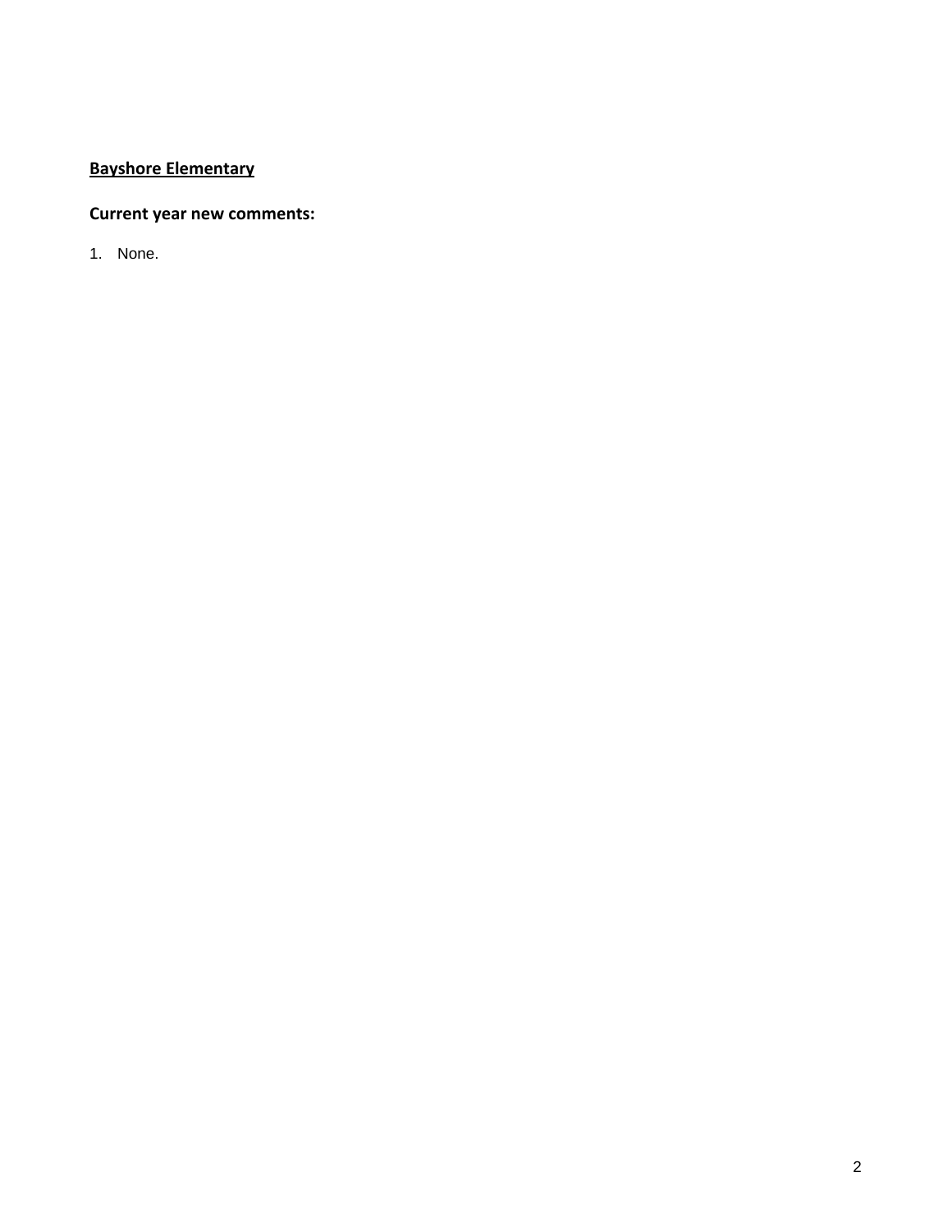**<u>Bayshore Elementary</u>**

**Current year new comments:**

1. None.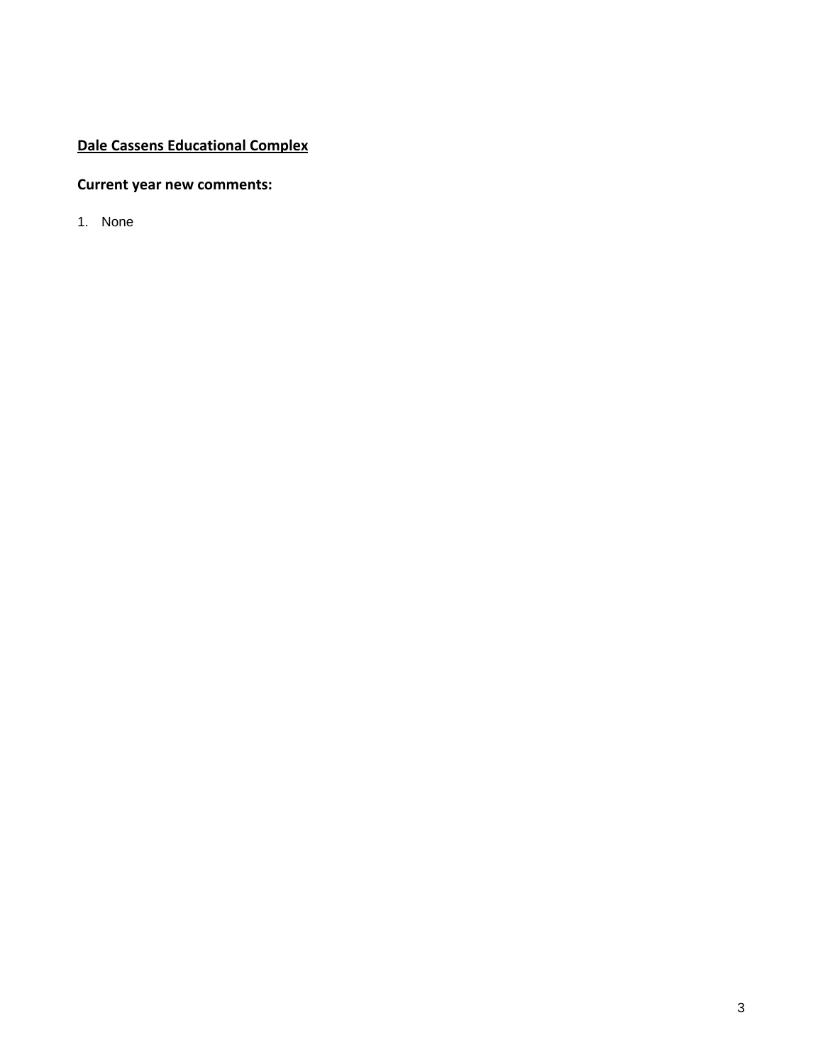**Dale Cassens Educational Complex**

**Current year new comments:**

1. None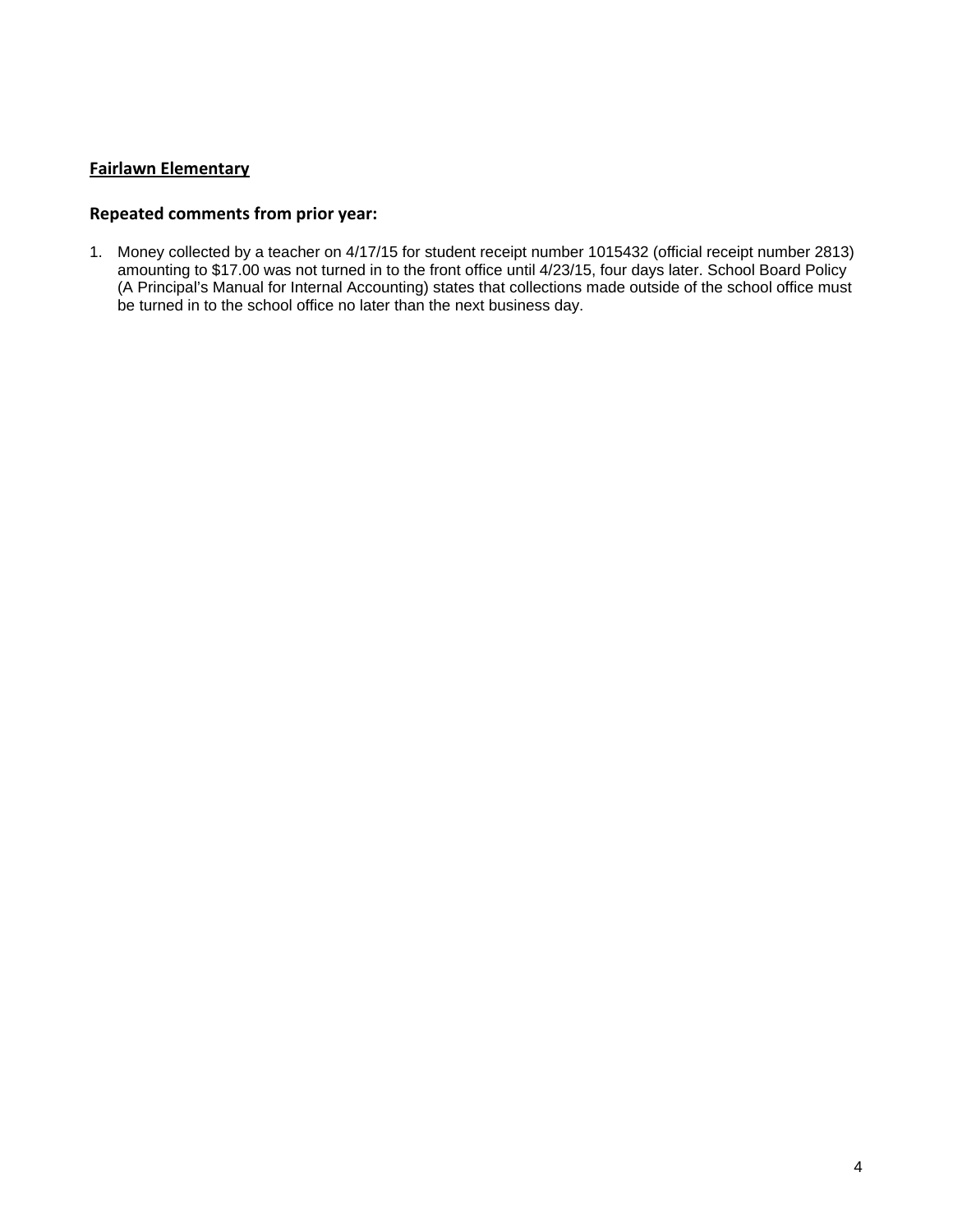**Fairlawn Elementary**

## Repeated comments from prior year:

1. Money collected by a teacher on 4/17/15 for student receipt number 1015432 (official receipt number 2813) amounting to $17.00 was not turned in to the front office until 4/23/15, four days later. School Board Policy (A Principal's Manual for Internal Accounting) states that collections made outside of the school office must be turned in to the school office no later than the next business day.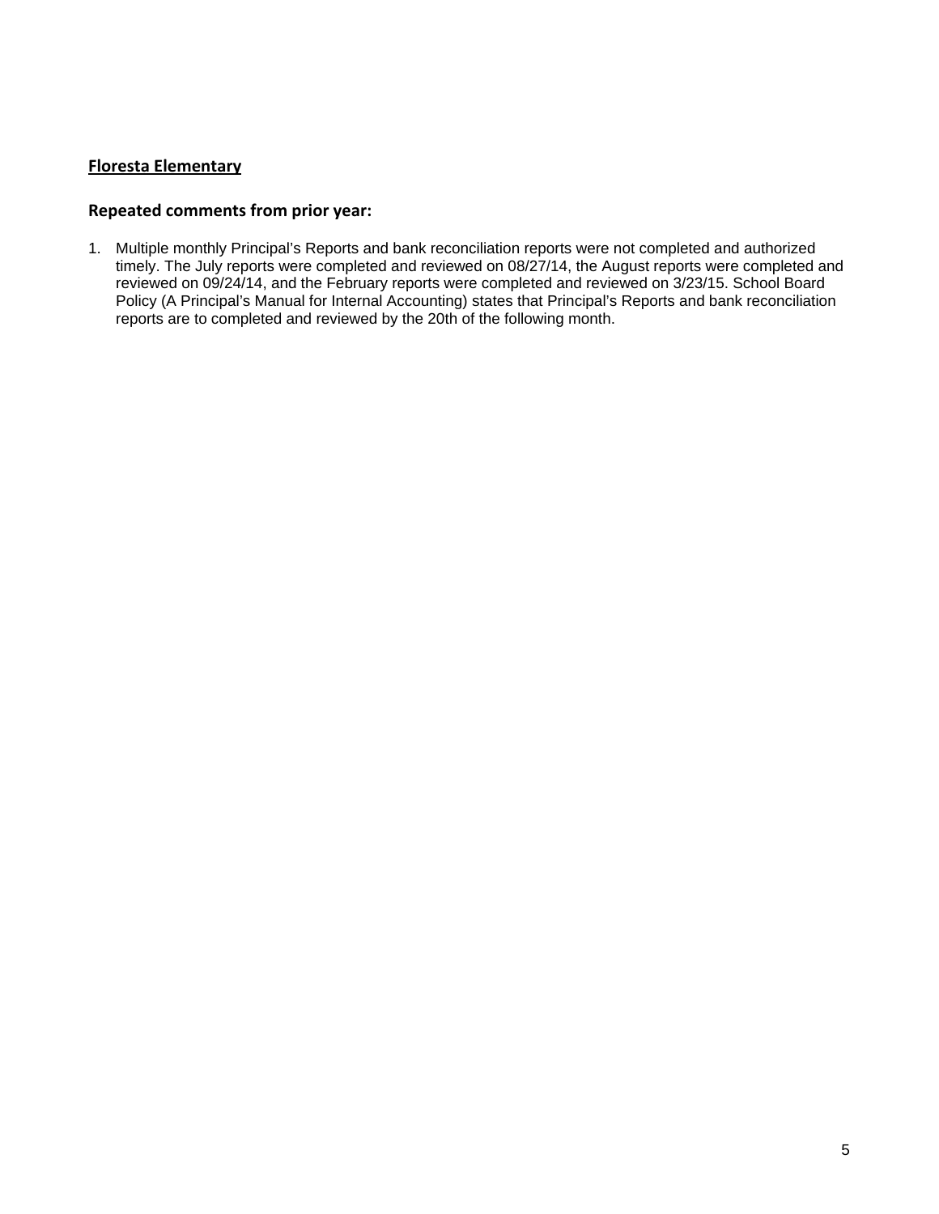**<u>Floresta Elementary</u>**

### Repeated comments from prior year:

1. Multiple monthly Principal's Reports and bank reconciliation reports were not completed and authorized timely. The July reports were completed and reviewed on 08/27/14, the August reports were completed and reviewed on 09/24/14, and the February reports were completed and reviewed on 3/23/15. School Board Policy (A Principal's Manual for Internal Accounting) states that Principal's Reports and bank reconciliation reports are to completed and reviewed by the 20th of the following month.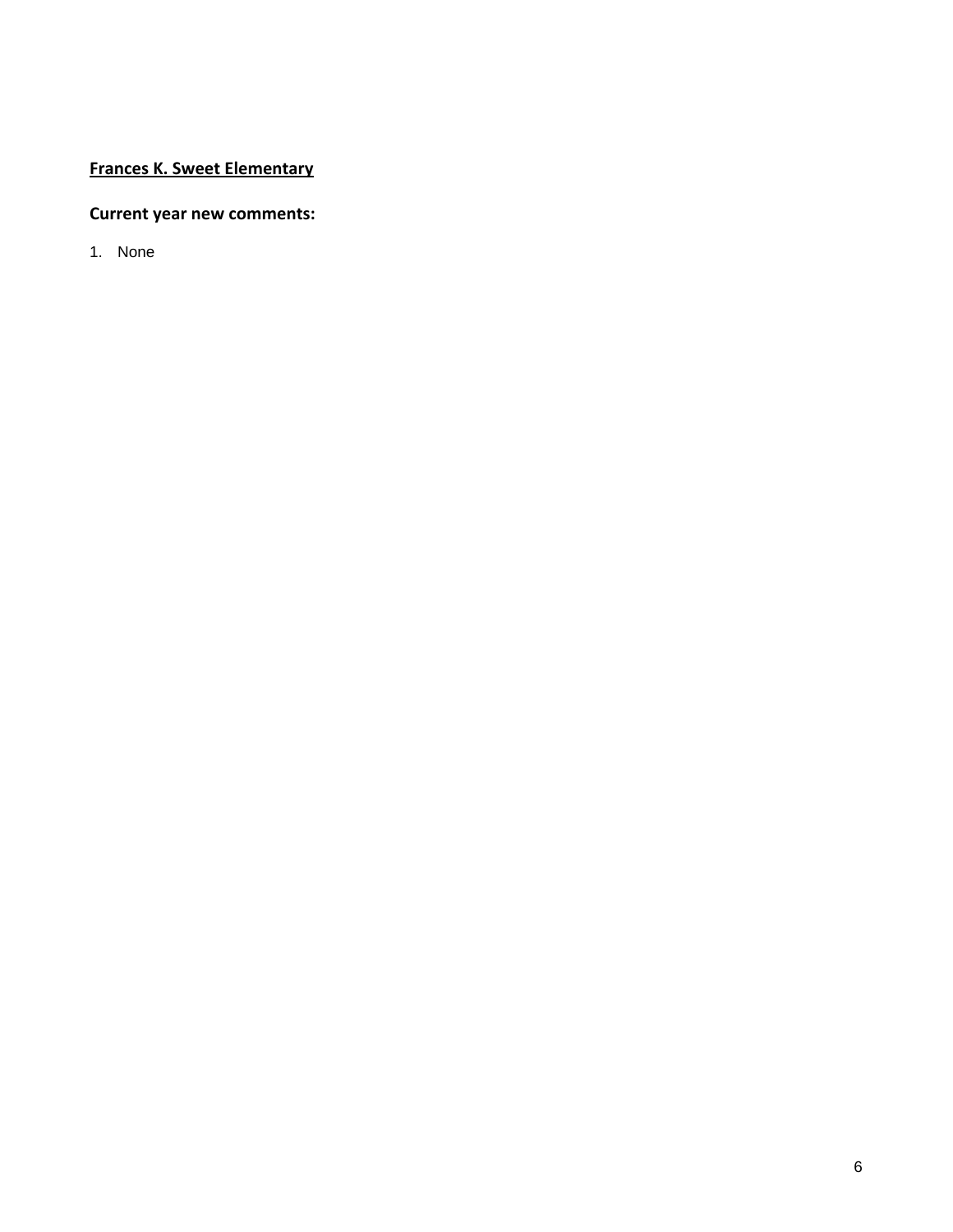**<u>Frances K. Sweet Elementary</u>**

**Current year new comments:**

1. None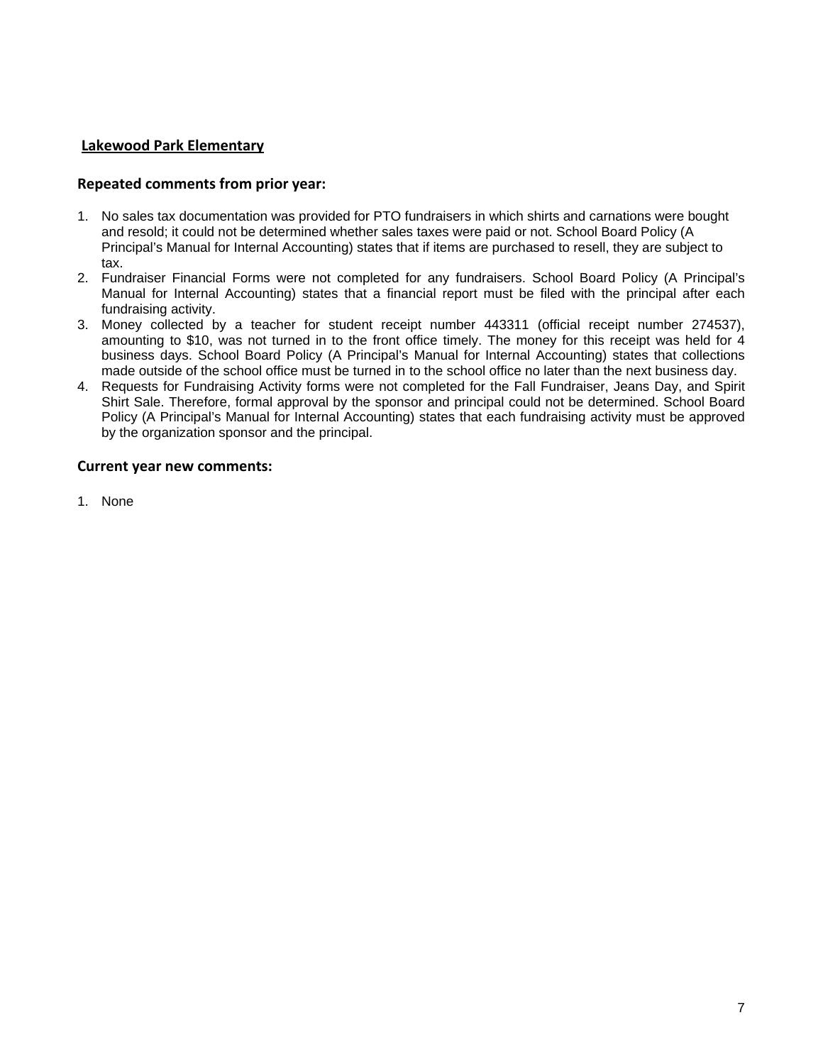## Lakewood Park Elementary

### Repeated comments from prior year:

1. No sales tax documentation was provided for PTO fundraisers in which shirts and carnations were bought and resold; it could not be determined whether sales taxes were paid or not. School Board Policy (A Principal's Manual for Internal Accounting) states that if items are purchased to resell, they are subject to tax.
2. Fundraiser Financial Forms were not completed for any fundraisers. School Board Policy (A Principal's Manual for Internal Accounting) states that a financial report must be filed with the principal after each fundraising activity.
3. Money collected by a teacher for student receipt number 443311 (official receipt number 274537), amounting to $10, was not turned in to the front office timely. The money for this receipt was held for 4 business days. School Board Policy (A Principal's Manual for Internal Accounting) states that collections made outside of the school office must be turned in to the school office no later than the next business day.
4. Requests for Fundraising Activity forms were not completed for the Fall Fundraiser, Jeans Day, and Spirit Shirt Sale. Therefore, formal approval by the sponsor and principal could not be determined. School Board Policy (A Principal's Manual for Internal Accounting) states that each fundraising activity must be approved by the organization sponsor and the principal.

### Current year new comments:

1. None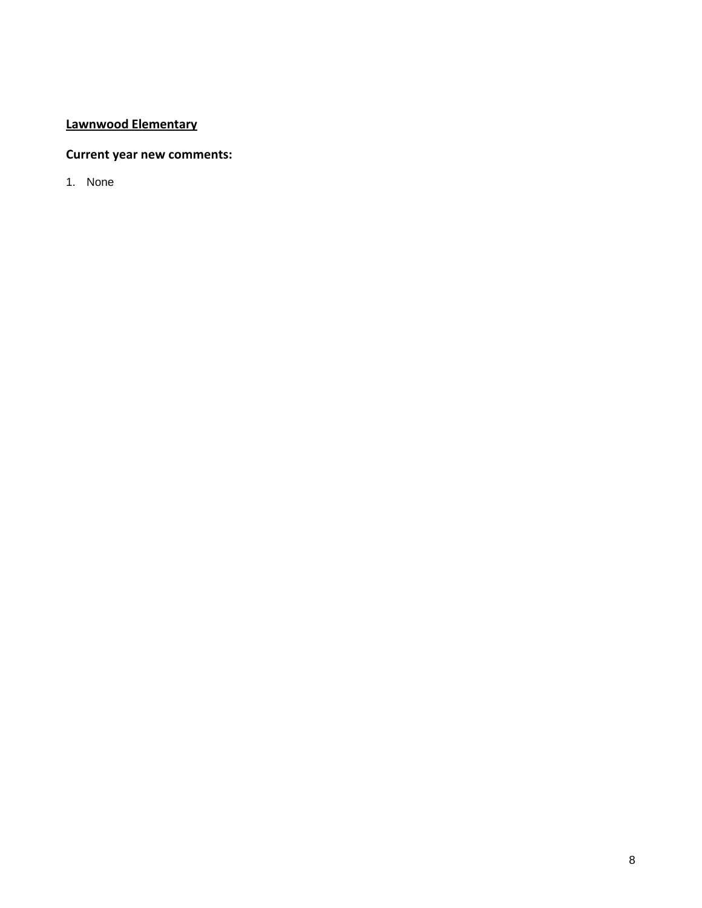**Lawnwood Elementary**

**Current year new comments:**

1. None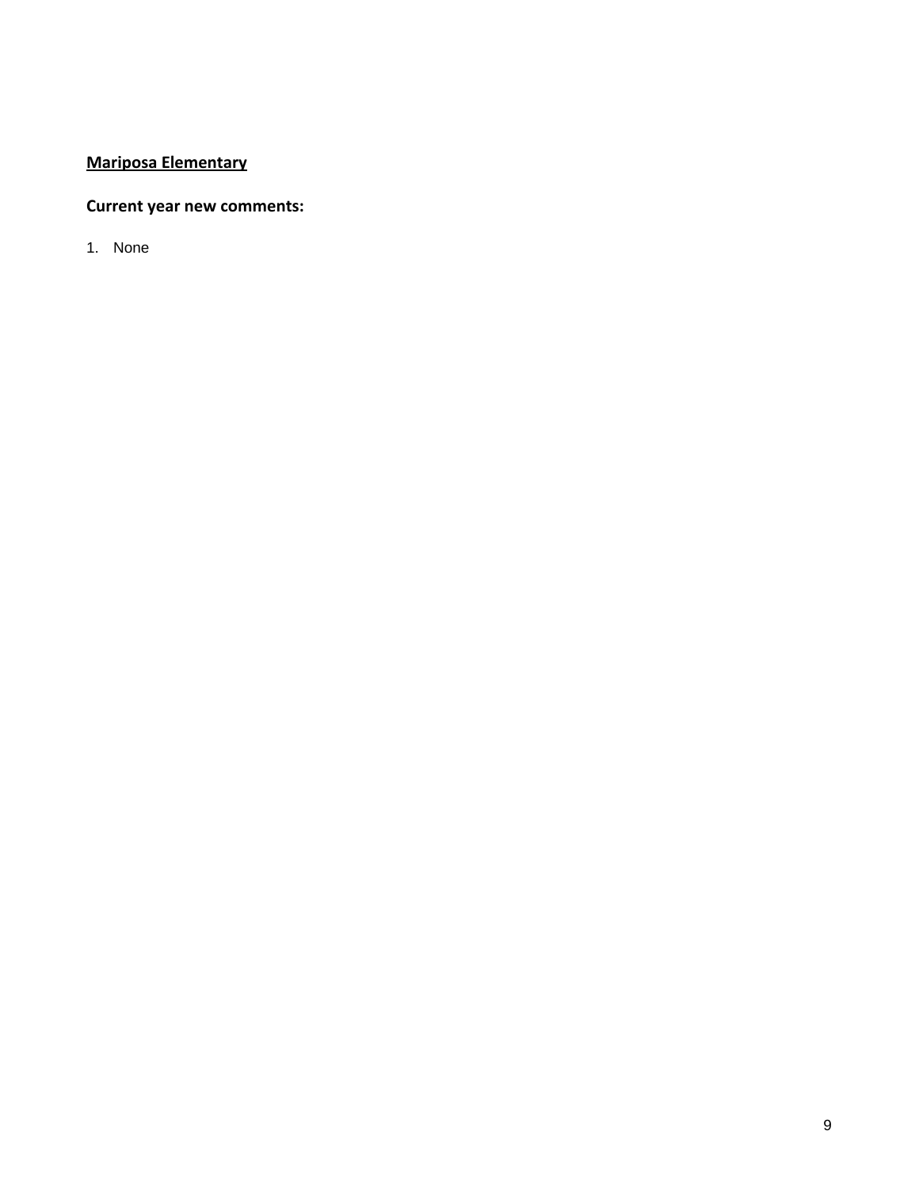**<u>Mariposa Elementary</u>**

**Current year new comments:**

1. None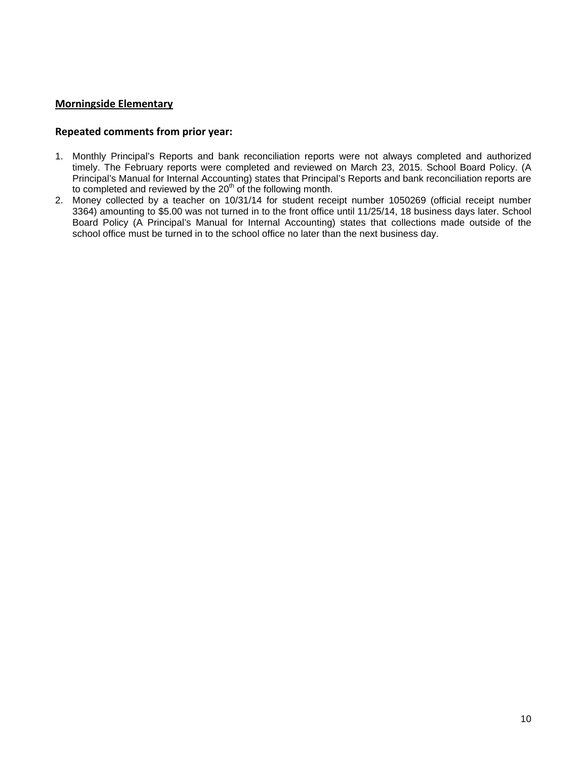## Morningside Elementary

### Repeated comments from prior year:

1. Monthly Principal's Reports and bank reconciliation reports were not always completed and authorized timely. The February reports were completed and reviewed on March 23, 2015. School Board Policy. (A Principal's Manual for Internal Accounting) states that Principal's Reports and bank reconciliation reports are to completed and reviewed by the 20th of the following month.
2. Money collected by a teacher on 10/31/14 for student receipt number 1050269 (official receipt number 3364) amounting to $5.00 was not turned in to the front office until 11/25/14, 18 business days later. School Board Policy (A Principal's Manual for Internal Accounting) states that collections made outside of the school office must be turned in to the school office no later than the next business day.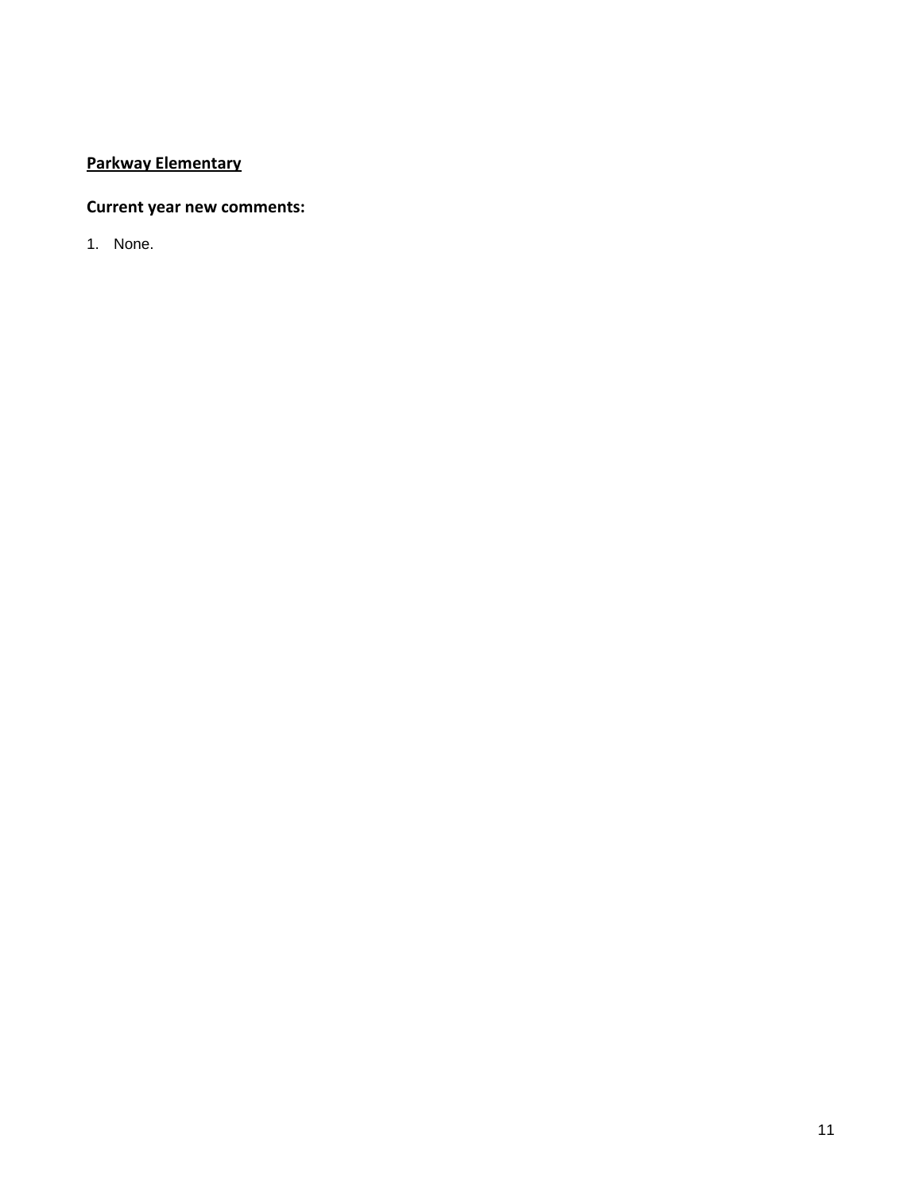**<u>Parkway Elementary</u>**

**Current year new comments:**

1. None.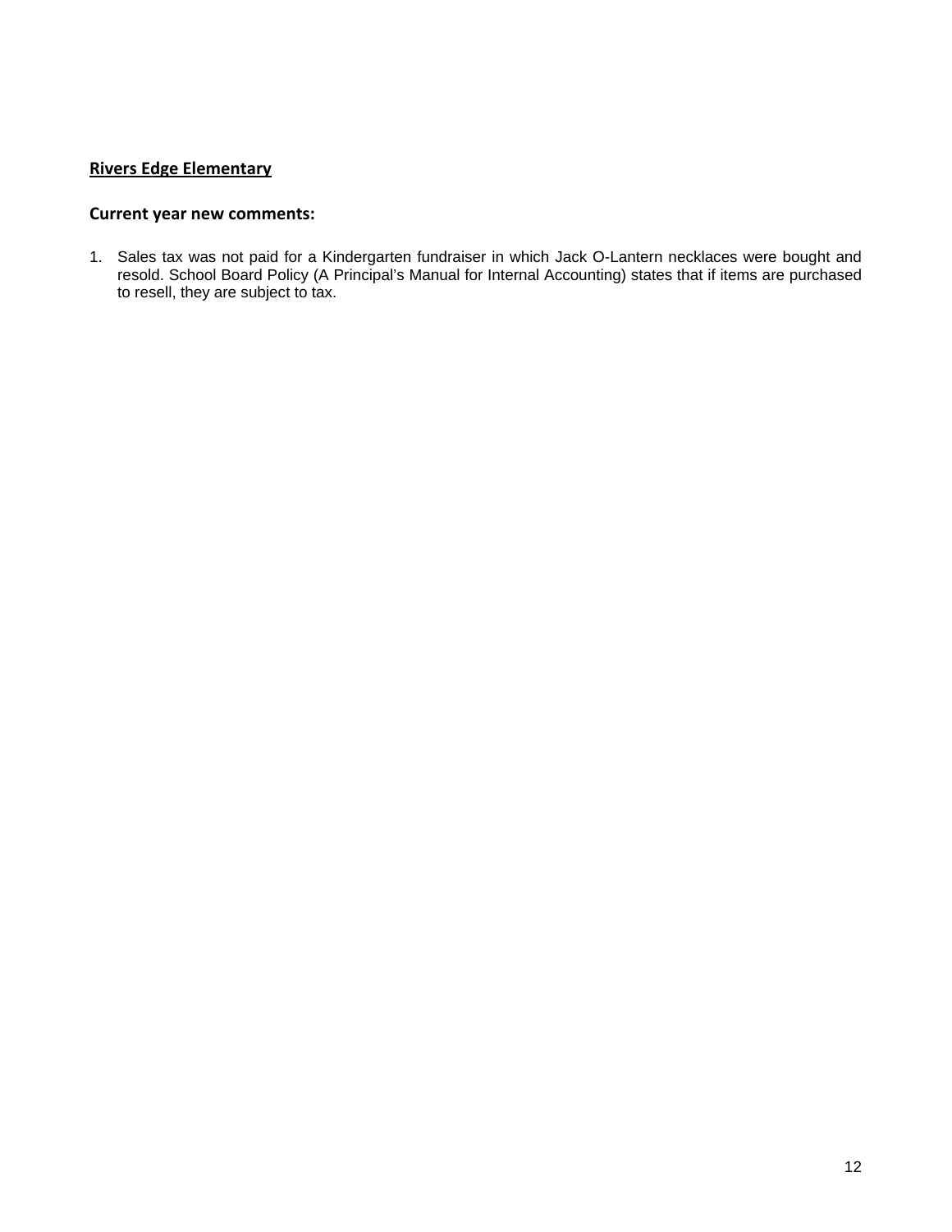**Rivers Edge Elementary**

### Current year new comments:

1. Sales tax was not paid for a Kindergarten fundraiser in which Jack O-Lantern necklaces were bought and resold. School Board Policy (A Principal's Manual for Internal Accounting) states that if items are purchased to resell, they are subject to tax.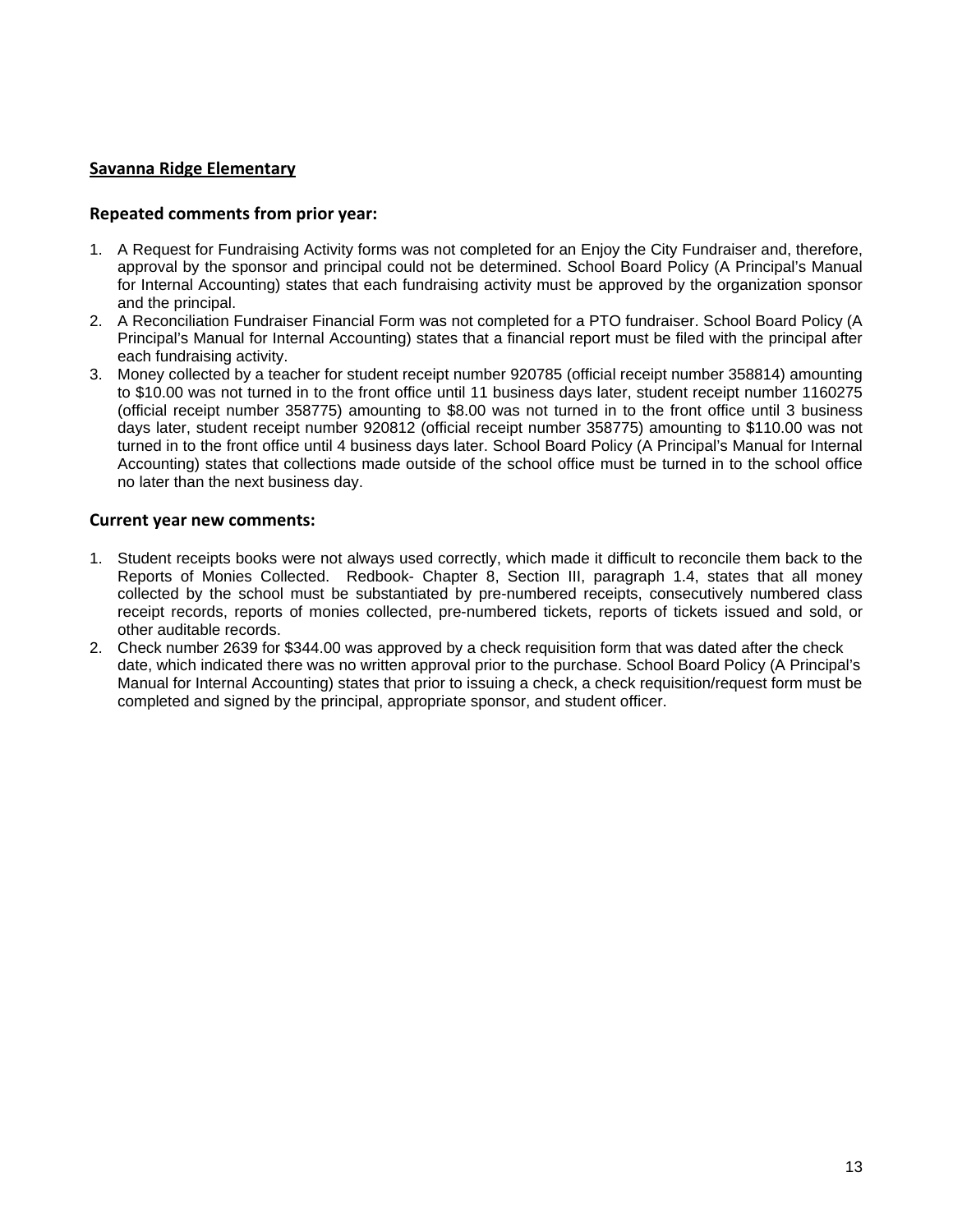## Savanna Ridge Elementary

### Repeated comments from prior year:

1. A Request for Fundraising Activity forms was not completed for an Enjoy the City Fundraiser and, therefore, approval by the sponsor and principal could not be determined. School Board Policy (A Principal's Manual for Internal Accounting) states that each fundraising activity must be approved by the organization sponsor and the principal.
2. A Reconciliation Fundraiser Financial Form was not completed for a PTO fundraiser. School Board Policy (A Principal's Manual for Internal Accounting) states that a financial report must be filed with the principal after each fundraising activity.
3. Money collected by a teacher for student receipt number 920785 (official receipt number 358814) amounting to $10.00 was not turned in to the front office until 11 business days later, student receipt number 1160275 (official receipt number 358775) amounting to $8.00 was not turned in to the front office until 3 business days later, student receipt number 920812 (official receipt number 358775) amounting to $110.00 was not turned in to the front office until 4 business days later. School Board Policy (A Principal's Manual for Internal Accounting) states that collections made outside of the school office must be turned in to the school office no later than the next business day.

### Current year new comments:

1. Student receipts books were not always used correctly, which made it difficult to reconcile them back to the Reports of Monies Collected. Redbook- Chapter 8, Section III, paragraph 1.4, states that all money collected by the school must be substantiated by pre-numbered receipts, consecutively numbered class receipt records, reports of monies collected, pre-numbered tickets, reports of tickets issued and sold, or other auditable records.
2. Check number 2639 for $344.00 was approved by a check requisition form that was dated after the check date, which indicated there was no written approval prior to the purchase. School Board Policy (A Principal's Manual for Internal Accounting) states that prior to issuing a check, a check requisition/request form must be completed and signed by the principal, appropriate sponsor, and student officer.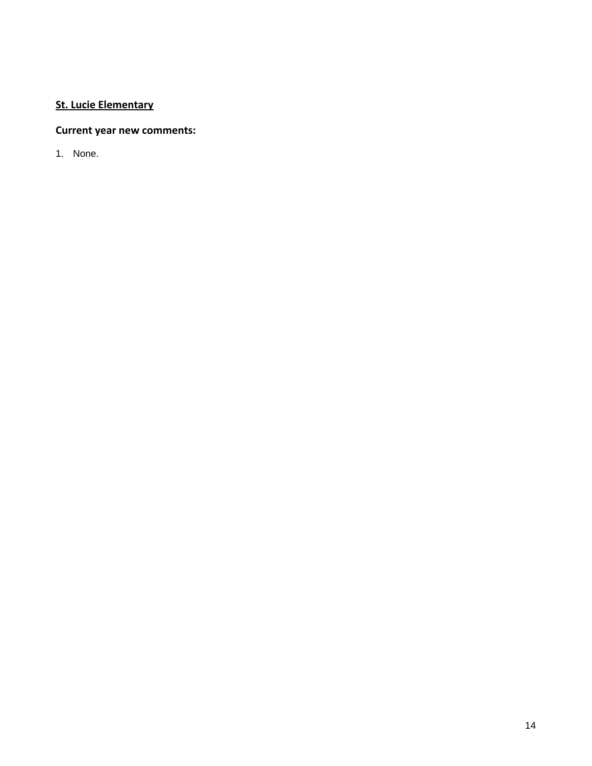**<u>St. Lucie Elementary</u>**

**Current year new comments:**

1. None.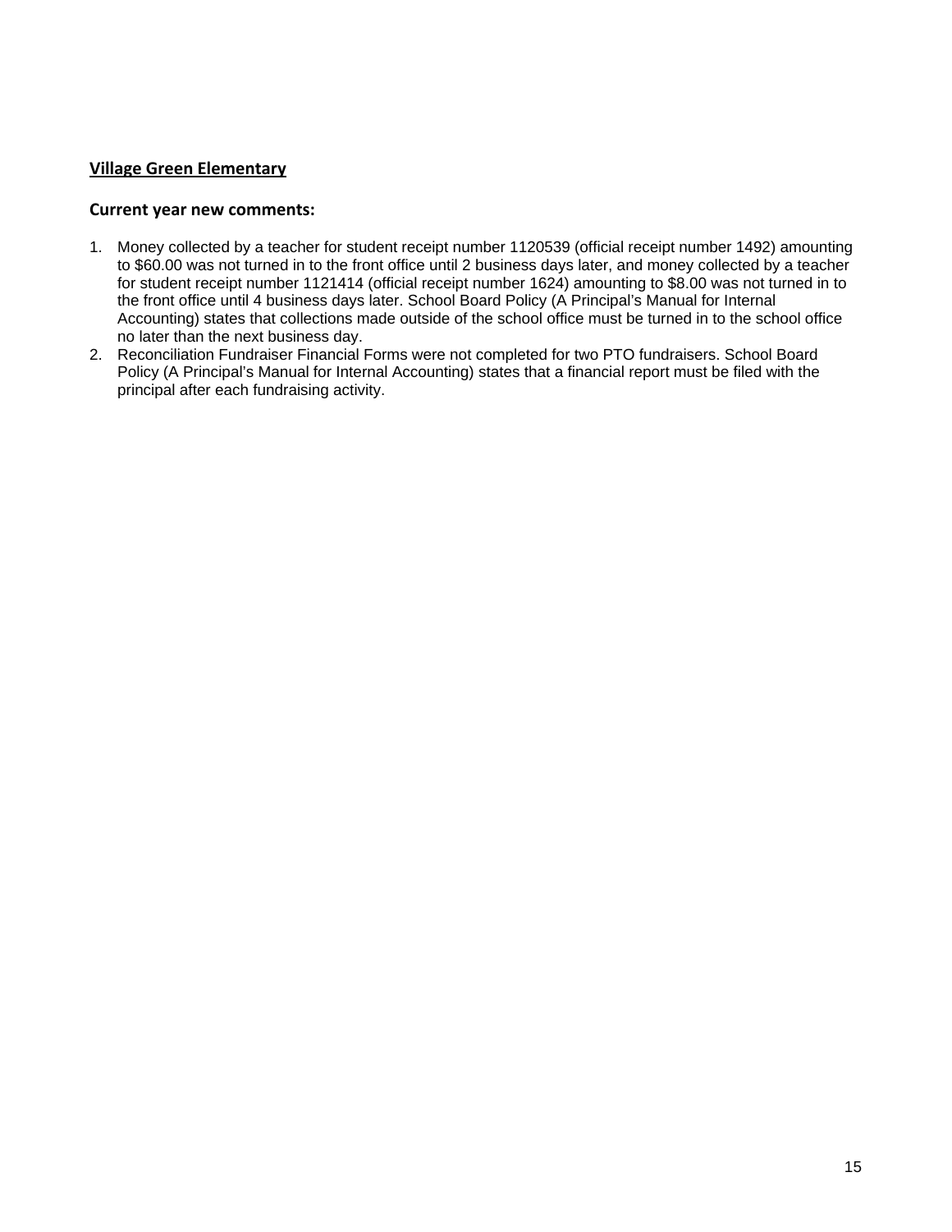## Village Green Elementary

### Current year new comments:

1. Money collected by a teacher for student receipt number 1120539 (official receipt number 1492) amounting to $60.00 was not turned in to the front office until 2 business days later, and money collected by a teacher for student receipt number 1121414 (official receipt number 1624) amounting to $8.00 was not turned in to the front office until 4 business days later. School Board Policy (A Principal's Manual for Internal Accounting) states that collections made outside of the school office must be turned in to the school office no later than the next business day.
2. Reconciliation Fundraiser Financial Forms were not completed for two PTO fundraisers. School Board Policy (A Principal's Manual for Internal Accounting) states that a financial report must be filed with the principal after each fundraising activity.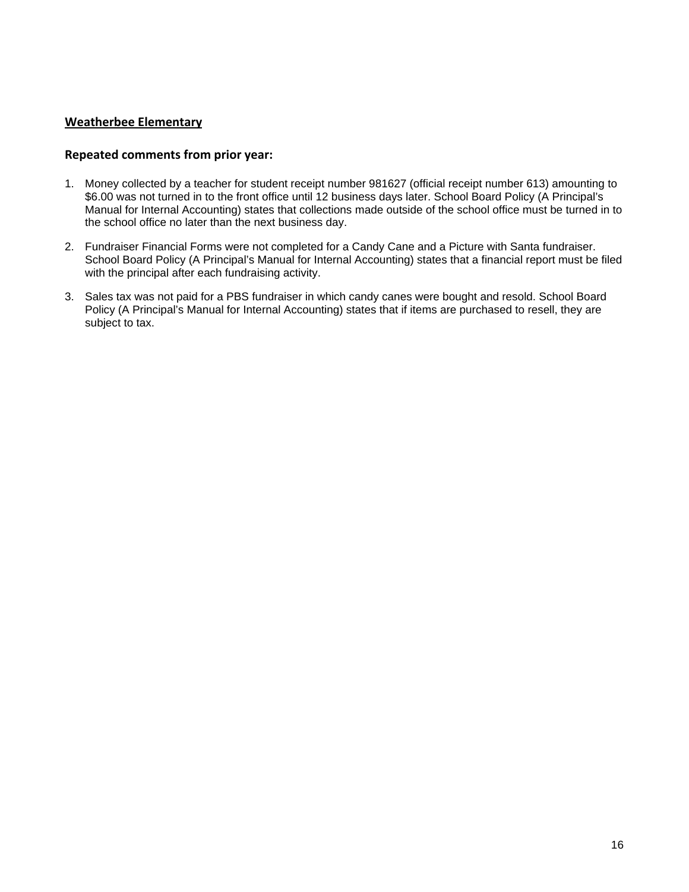**Weatherbee Elementary**

**Repeated comments from prior year:**

1. Money collected by a teacher for student receipt number 981627 (official receipt number 613) amounting to $6.00 was not turned in to the front office until 12 business days later. School Board Policy (A Principal's Manual for Internal Accounting) states that collections made outside of the school office must be turned in to the school office no later than the next business day.

2. Fundraiser Financial Forms were not completed for a Candy Cane and a Picture with Santa fundraiser. School Board Policy (A Principal's Manual for Internal Accounting) states that a financial report must be filed with the principal after each fundraising activity.

3. Sales tax was not paid for a PBS fundraiser in which candy canes were bought and resold. School Board Policy (A Principal's Manual for Internal Accounting) states that if items are purchased to resell, they are subject to tax.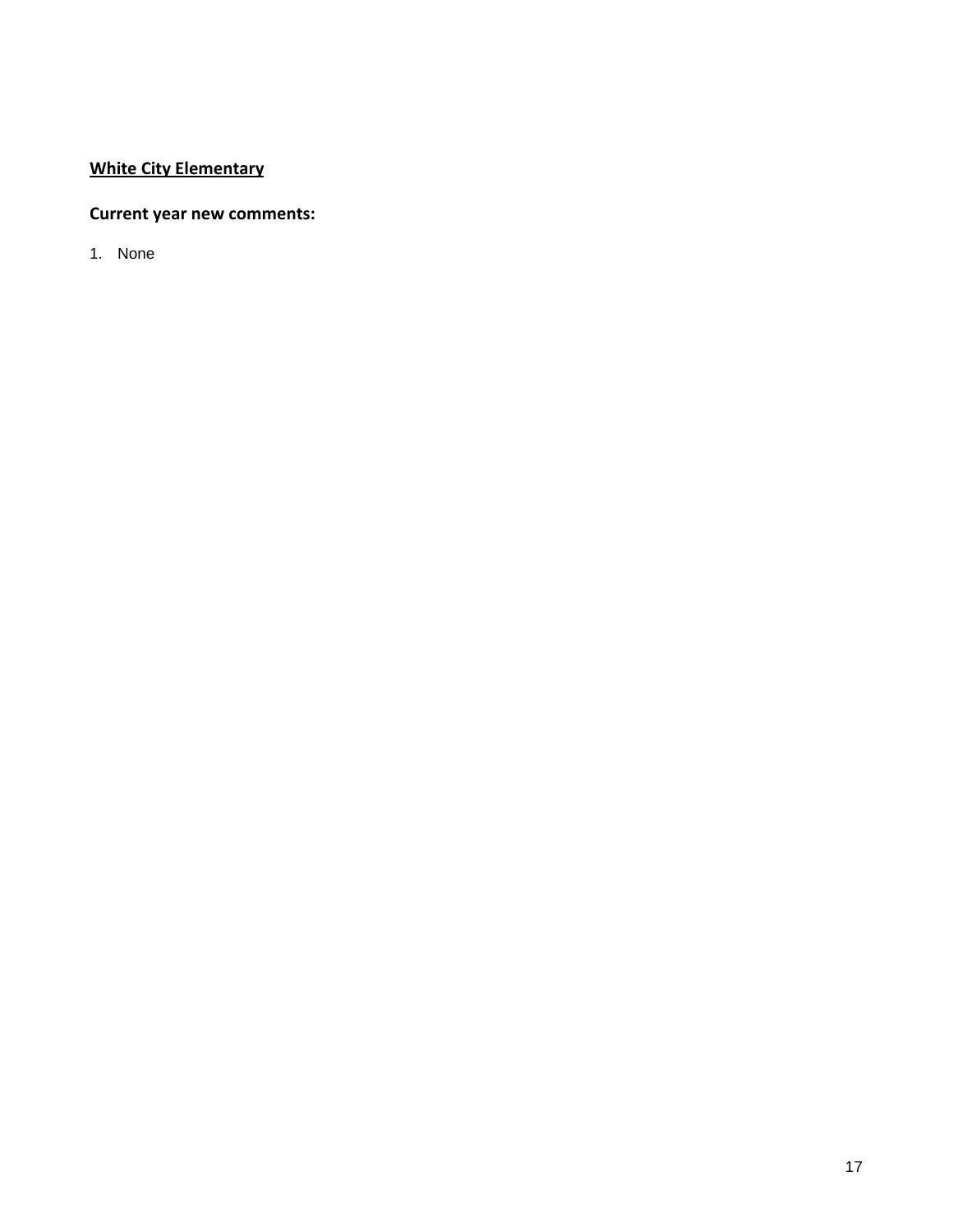**<u>White City Elementary</u>**

**Current year new comments:**

1. None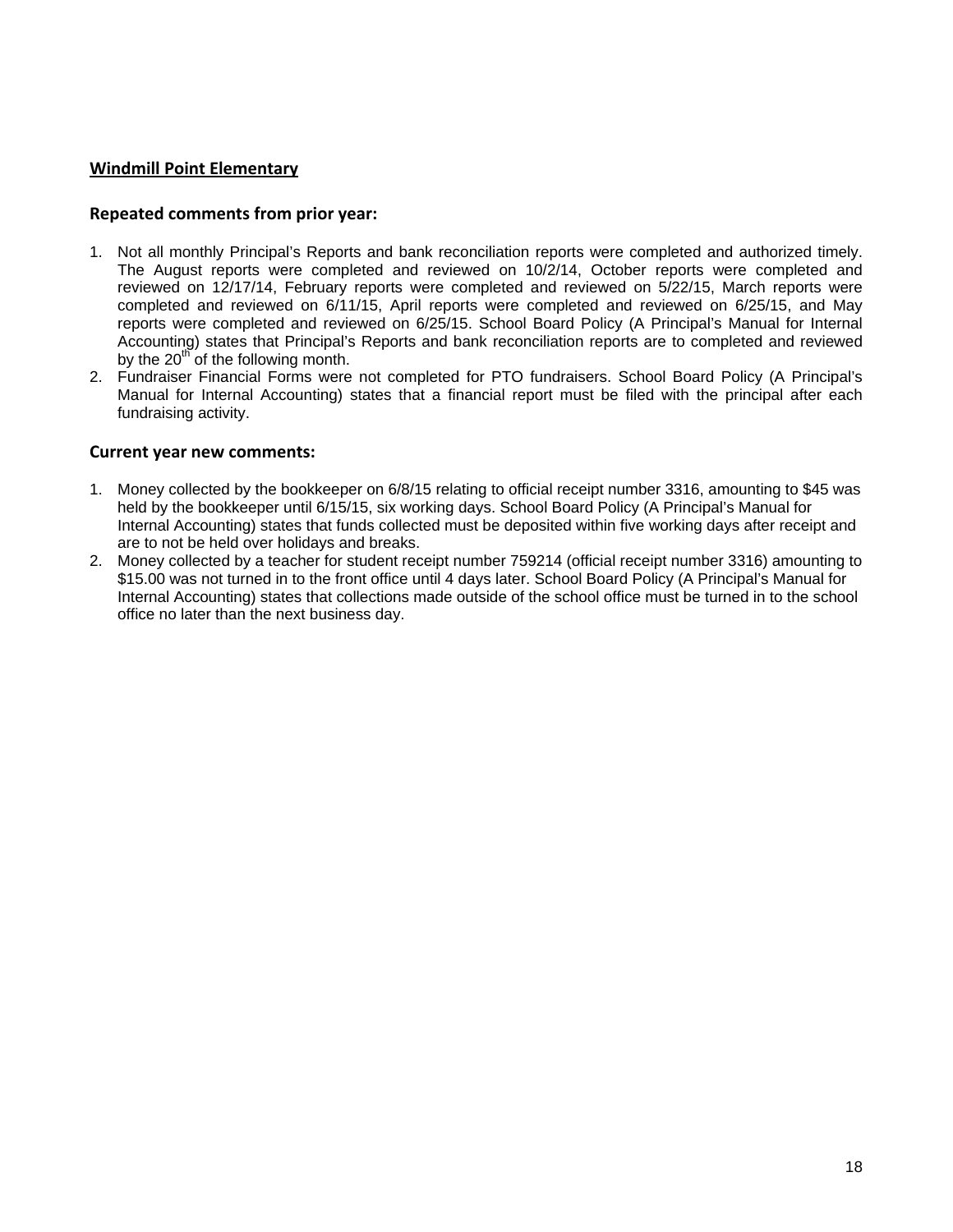## Windmill Point Elementary

### Repeated comments from prior year:

1. Not all monthly Principal's Reports and bank reconciliation reports were completed and authorized timely. The August reports were completed and reviewed on 10/2/14, October reports were completed and reviewed on 12/17/14, February reports were completed and reviewed on 5/22/15, March reports were completed and reviewed on 6/11/15, April reports were completed and reviewed on 6/25/15, and May reports were completed and reviewed on 6/25/15. School Board Policy (A Principal's Manual for Internal Accounting) states that Principal's Reports and bank reconciliation reports are to completed and reviewed by the 20th of the following month.
2. Fundraiser Financial Forms were not completed for PTO fundraisers. School Board Policy (A Principal's Manual for Internal Accounting) states that a financial report must be filed with the principal after each fundraising activity.

### Current year new comments:

1. Money collected by the bookkeeper on 6/8/15 relating to official receipt number 3316, amounting to $45 was held by the bookkeeper until 6/15/15, six working days. School Board Policy (A Principal's Manual for Internal Accounting) states that funds collected must be deposited within five working days after receipt and are to not be held over holidays and breaks.
2. Money collected by a teacher for student receipt number 759214 (official receipt number 3316) amounting to $15.00 was not turned in to the front office until 4 days later. School Board Policy (A Principal's Manual for Internal Accounting) states that collections made outside of the school office must be turned in to the school office no later than the next business day.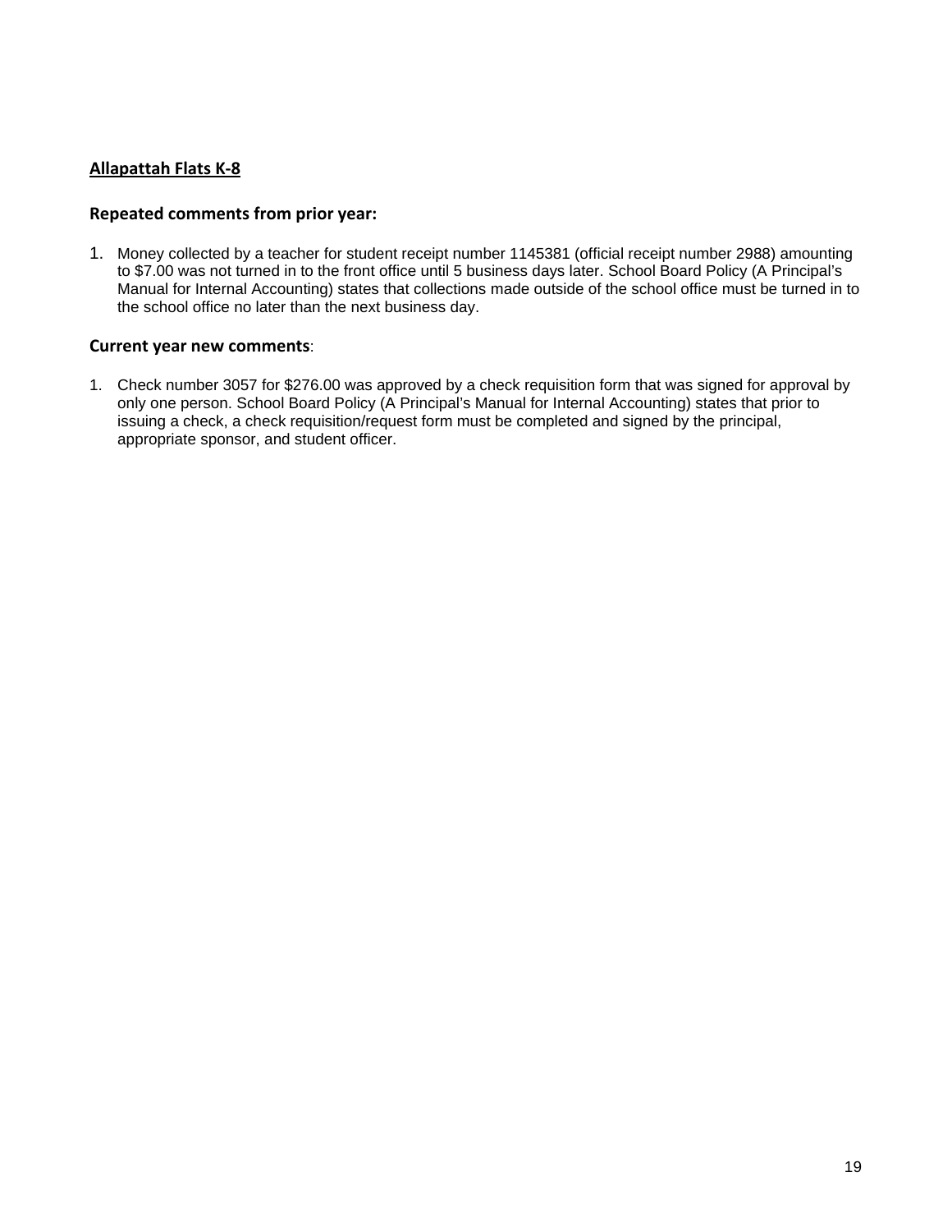## Allapattah Flats K-8

### Repeated comments from prior year:

1. Money collected by a teacher for student receipt number 1145381 (official receipt number 2988) amounting to $7.00 was not turned in to the front office until 5 business days later. School Board Policy (A Principal's Manual for Internal Accounting) states that collections made outside of the school office must be turned in to the school office no later than the next business day.

### Current year new comments:

1. Check number 3057 for $276.00 was approved by a check requisition form that was signed for approval by only one person. School Board Policy (A Principal's Manual for Internal Accounting) states that prior to issuing a check, a check requisition/request form must be completed and signed by the principal, appropriate sponsor, and student officer.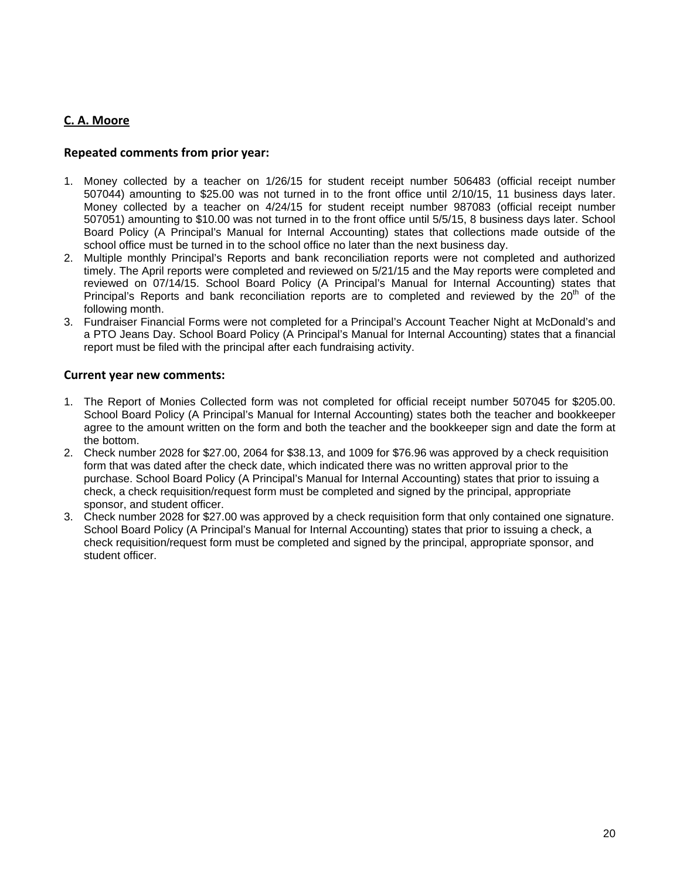## C. A. Moore

### Repeated comments from prior year:

1. Money collected by a teacher on 1/26/15 for student receipt number 506483 (official receipt number 507044) amounting to $25.00 was not turned in to the front office until 2/10/15, 11 business days later. Money collected by a teacher on 4/24/15 for student receipt number 987083 (official receipt number 507051) amounting to $10.00 was not turned in to the front office until 5/5/15, 8 business days later. School Board Policy (A Principal's Manual for Internal Accounting) states that collections made outside of the school office must be turned in to the school office no later than the next business day.
2. Multiple monthly Principal's Reports and bank reconciliation reports were not completed and authorized timely. The April reports were completed and reviewed on 5/21/15 and the May reports were completed and reviewed on 07/14/15. School Board Policy (A Principal's Manual for Internal Accounting) states that Principal's Reports and bank reconciliation reports are to completed and reviewed by the 20th of the following month.
3. Fundraiser Financial Forms were not completed for a Principal's Account Teacher Night at McDonald's and a PTO Jeans Day. School Board Policy (A Principal's Manual for Internal Accounting) states that a financial report must be filed with the principal after each fundraising activity.

### Current year new comments:

1. The Report of Monies Collected form was not completed for official receipt number 507045 for $205.00. School Board Policy (A Principal's Manual for Internal Accounting) states both the teacher and bookkeeper agree to the amount written on the form and both the teacher and the bookkeeper sign and date the form at the bottom.
2. Check number 2028 for $27.00, 2064 for $38.13, and 1009 for $76.96 was approved by a check requisition form that was dated after the check date, which indicated there was no written approval prior to the purchase. School Board Policy (A Principal's Manual for Internal Accounting) states that prior to issuing a check, a check requisition/request form must be completed and signed by the principal, appropriate sponsor, and student officer.
3. Check number 2028 for $27.00 was approved by a check requisition form that only contained one signature. School Board Policy (A Principal's Manual for Internal Accounting) states that prior to issuing a check, a check requisition/request form must be completed and signed by the principal, appropriate sponsor, and student officer.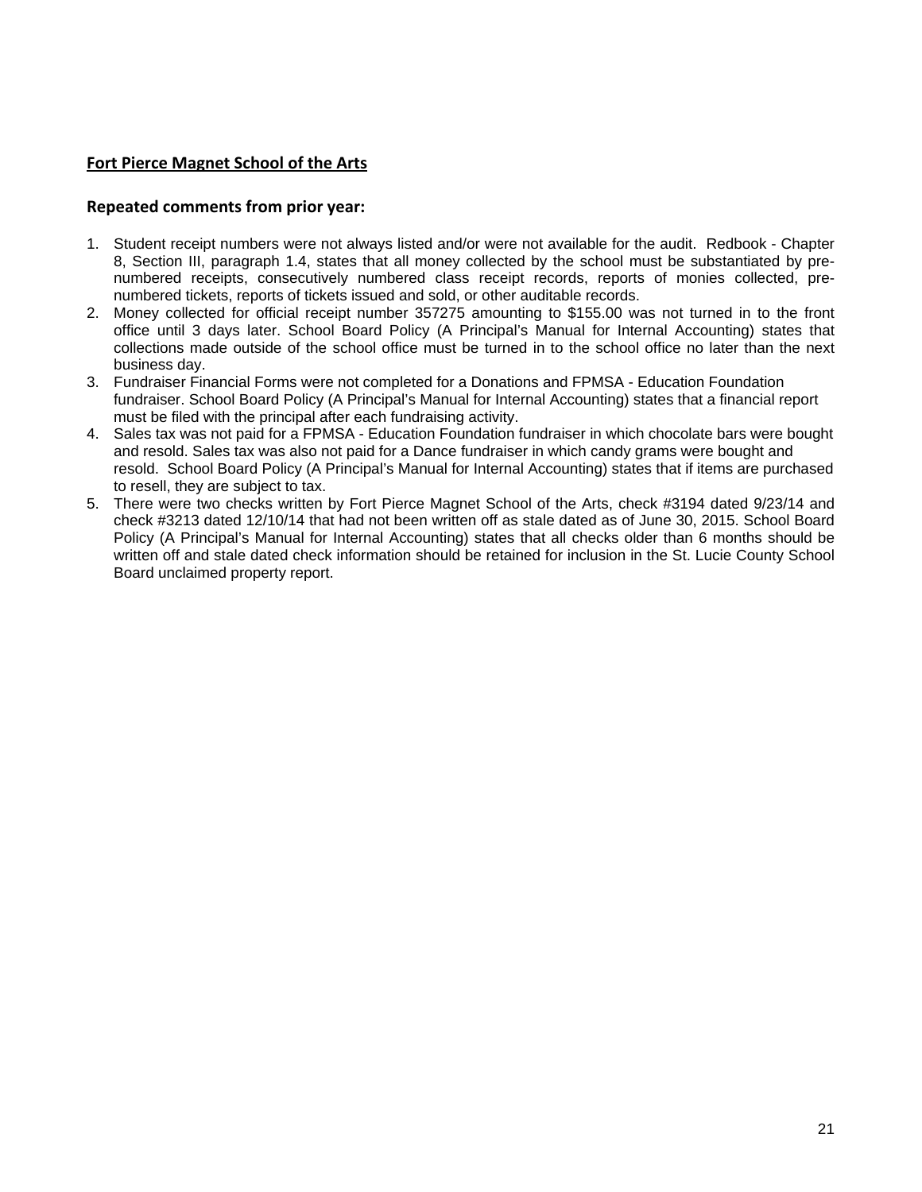## Fort Pierce Magnet School of the Arts

### Repeated comments from prior year:

1. Student receipt numbers were not always listed and/or were not available for the audit. Redbook - Chapter 8, Section III, paragraph 1.4, states that all money collected by the school must be substantiated by pre-numbered receipts, consecutively numbered class receipt records, reports of monies collected, pre-numbered tickets, reports of tickets issued and sold, or other auditable records.
2. Money collected for official receipt number 357275 amounting to $155.00 was not turned in to the front office until 3 days later. School Board Policy (A Principal's Manual for Internal Accounting) states that collections made outside of the school office must be turned in to the school office no later than the next business day.
3. Fundraiser Financial Forms were not completed for a Donations and FPMSA - Education Foundation fundraiser. School Board Policy (A Principal's Manual for Internal Accounting) states that a financial report must be filed with the principal after each fundraising activity.
4. Sales tax was not paid for a FPMSA - Education Foundation fundraiser in which chocolate bars were bought and resold. Sales tax was also not paid for a Dance fundraiser in which candy grams were bought and resold. School Board Policy (A Principal's Manual for Internal Accounting) states that if items are purchased to resell, they are subject to tax.
5. There were two checks written by Fort Pierce Magnet School of the Arts, check #3194 dated 9/23/14 and check #3213 dated 12/10/14 that had not been written off as stale dated as of June 30, 2015. School Board Policy (A Principal's Manual for Internal Accounting) states that all checks older than 6 months should be written off and stale dated check information should be retained for inclusion in the St. Lucie County School Board unclaimed property report.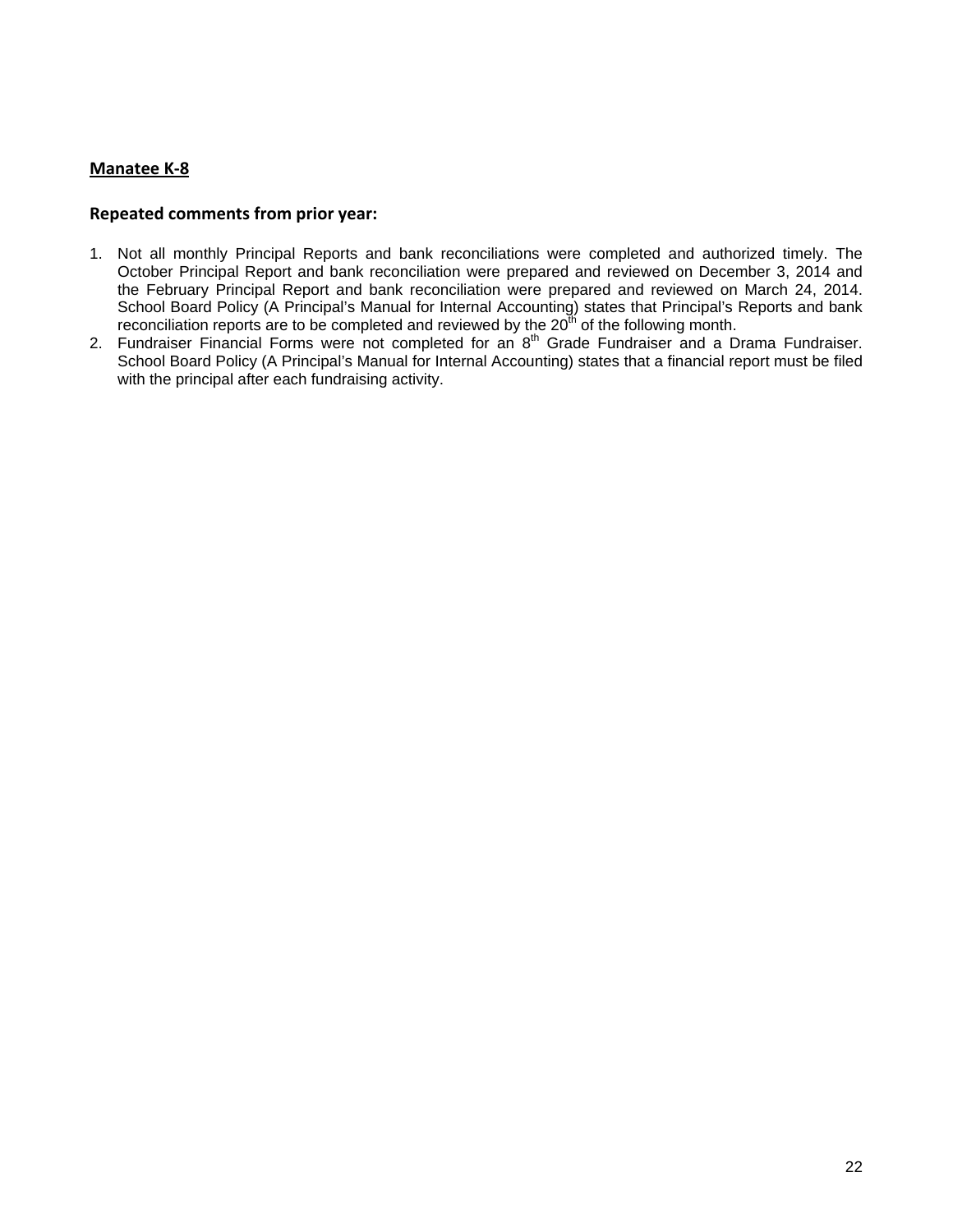## Manatee K-8

### Repeated comments from prior year:

1. Not all monthly Principal Reports and bank reconciliations were completed and authorized timely. The October Principal Report and bank reconciliation were prepared and reviewed on December 3, 2014 and the February Principal Report and bank reconciliation were prepared and reviewed on March 24, 2014. School Board Policy (A Principal's Manual for Internal Accounting) states that Principal's Reports and bank reconciliation reports are to be completed and reviewed by the 20th of the following month.
2. Fundraiser Financial Forms were not completed for an 8th Grade Fundraiser and a Drama Fundraiser. School Board Policy (A Principal's Manual for Internal Accounting) states that a financial report must be filed with the principal after each fundraising activity.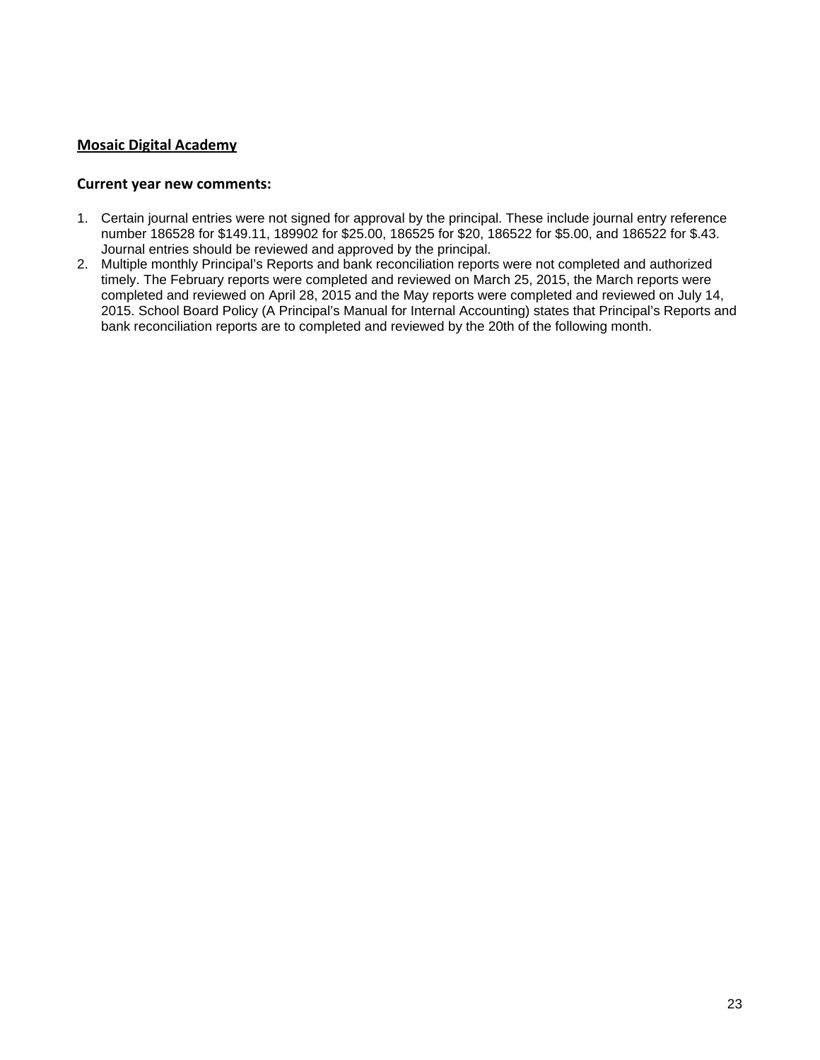## <u>Mosaic Digital Academy</u>

### Current year new comments:

1. Certain journal entries were not signed for approval by the principal. These include journal entry reference number 186528 for $149.11, 189902 for $25.00, 186525 for $20, 186522 for $5.00, and 186522 for $.43. Journal entries should be reviewed and approved by the principal.
2. Multiple monthly Principal's Reports and bank reconciliation reports were not completed and authorized timely. The February reports were completed and reviewed on March 25, 2015, the March reports were completed and reviewed on April 28, 2015 and the May reports were completed and reviewed on July 14, 2015. School Board Policy (A Principal's Manual for Internal Accounting) states that Principal's Reports and bank reconciliation reports are to completed and reviewed by the 20th of the following month.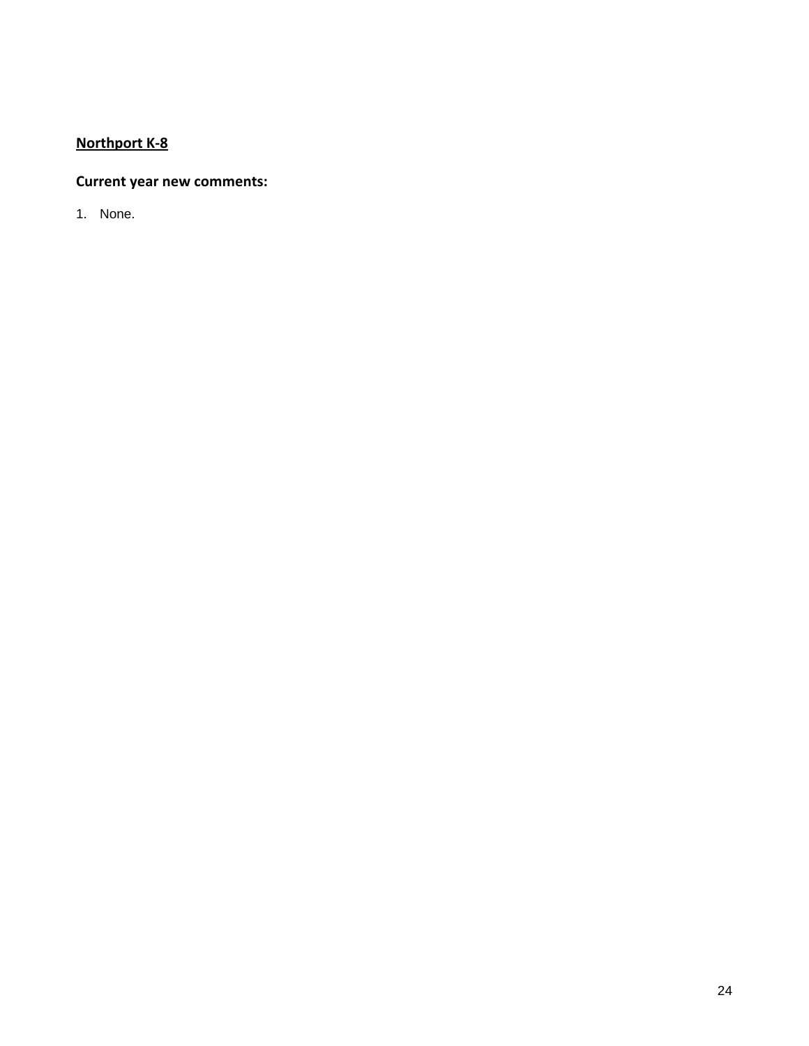**<u>Northport K-8</u>**

**Current year new comments:**

1. None.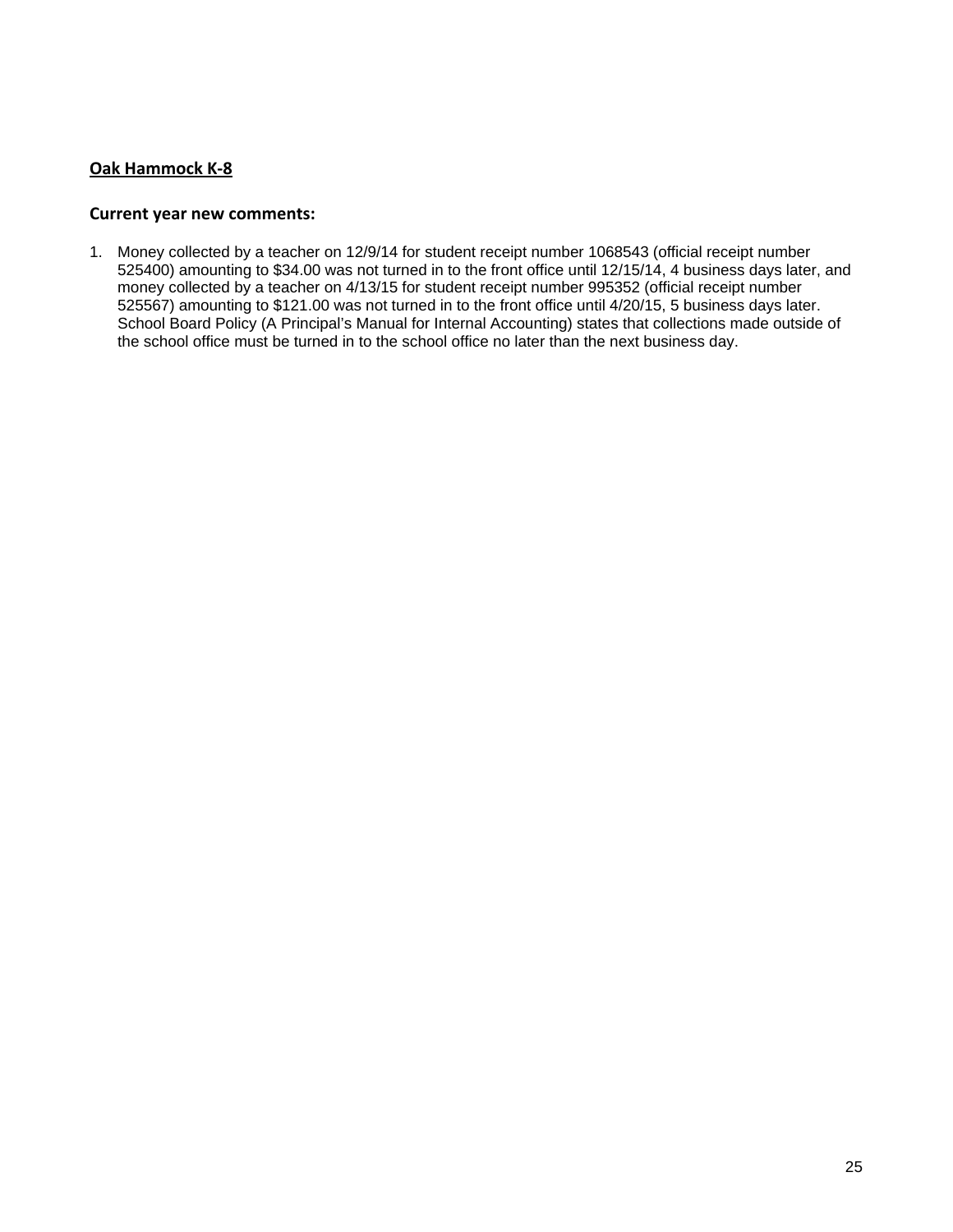## Oak Hammock K-8

### Current year new comments:

1. Money collected by a teacher on 12/9/14 for student receipt number 1068543 (official receipt number 525400) amounting to $34.00 was not turned in to the front office until 12/15/14, 4 business days later, and money collected by a teacher on 4/13/15 for student receipt number 995352 (official receipt number 525567) amounting to $121.00 was not turned in to the front office until 4/20/15, 5 business days later. School Board Policy (A Principal's Manual for Internal Accounting) states that collections made outside of the school office must be turned in to the school office no later than the next business day.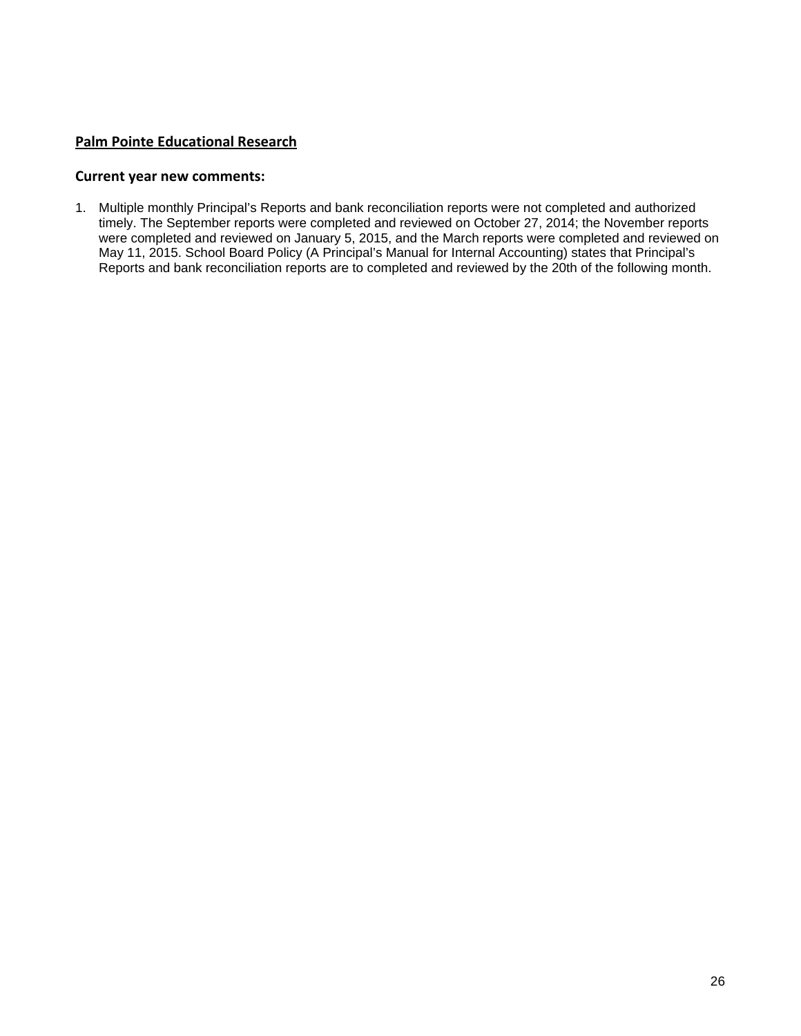## Palm Pointe Educational Research

### Current year new comments:

1. Multiple monthly Principal's Reports and bank reconciliation reports were not completed and authorized timely. The September reports were completed and reviewed on October 27, 2014; the November reports were completed and reviewed on January 5, 2015, and the March reports were completed and reviewed on May 11, 2015. School Board Policy (A Principal's Manual for Internal Accounting) states that Principal's Reports and bank reconciliation reports are to completed and reviewed by the 20th of the following month.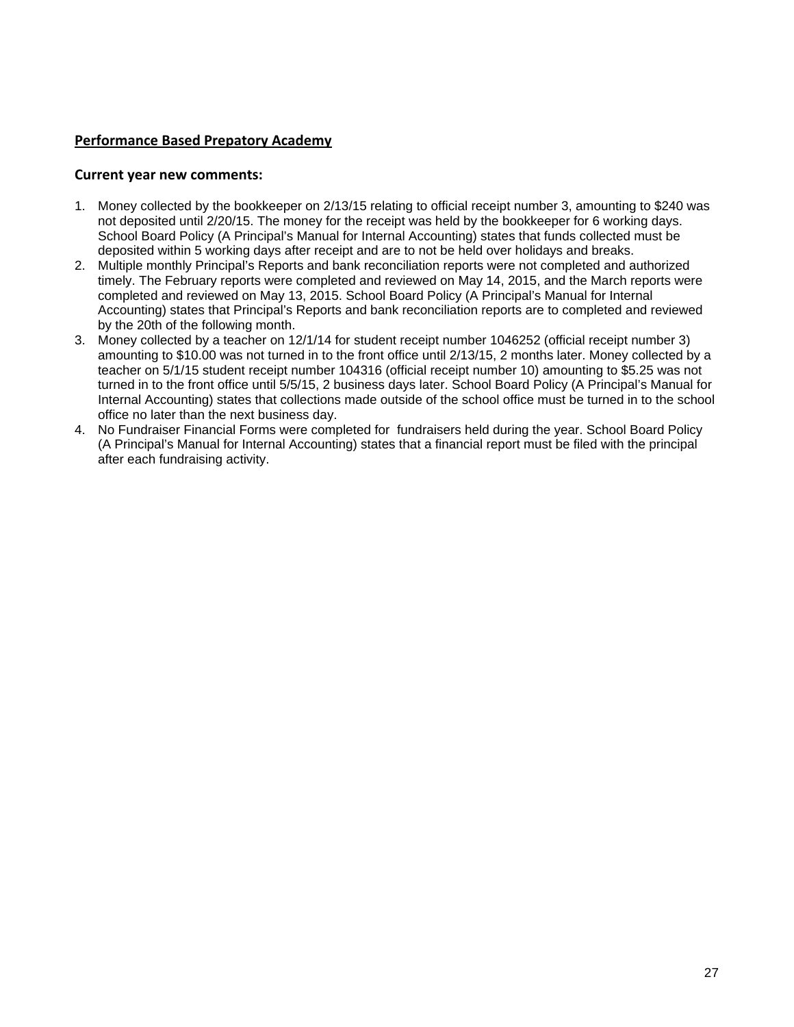**Performance Based Prepatory Academy**

**Current year new comments:**

1. Money collected by the bookkeeper on 2/13/15 relating to official receipt number 3, amounting to $240 was not deposited until 2/20/15. The money for the receipt was held by the bookkeeper for 6 working days. School Board Policy (A Principal's Manual for Internal Accounting) states that funds collected must be deposited within 5 working days after receipt and are to not be held over holidays and breaks.
2. Multiple monthly Principal's Reports and bank reconciliation reports were not completed and authorized timely. The February reports were completed and reviewed on May 14, 2015, and the March reports were completed and reviewed on May 13, 2015. School Board Policy (A Principal's Manual for Internal Accounting) states that Principal's Reports and bank reconciliation reports are to completed and reviewed by the 20th of the following month.
3. Money collected by a teacher on 12/1/14 for student receipt number 1046252 (official receipt number 3) amounting to $10.00 was not turned in to the front office until 2/13/15, 2 months later. Money collected by a teacher on 5/1/15 student receipt number 104316 (official receipt number 10) amounting to $5.25 was not turned in to the front office until 5/5/15, 2 business days later. School Board Policy (A Principal's Manual for Internal Accounting) states that collections made outside of the school office must be turned in to the school office no later than the next business day.
4. No Fundraiser Financial Forms were completed for fundraisers held during the year. School Board Policy (A Principal's Manual for Internal Accounting) states that a financial report must be filed with the principal after each fundraising activity.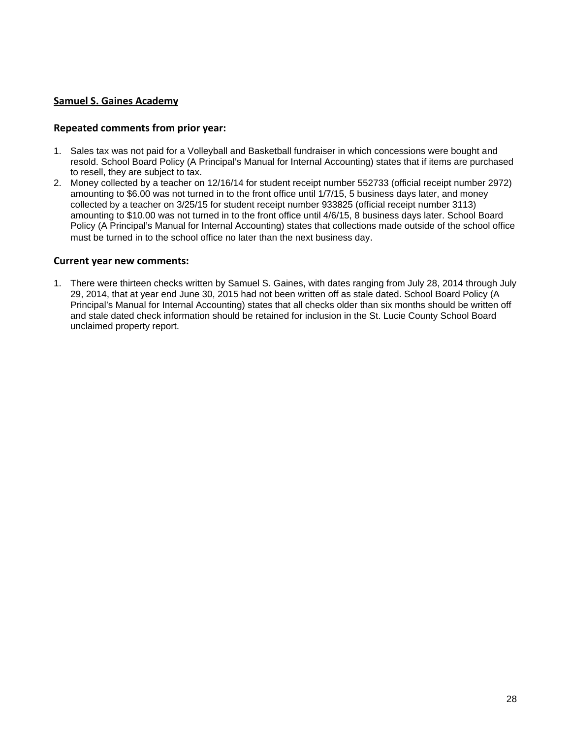## Samuel S. Gaines Academy

### Repeated comments from prior year:

1. Sales tax was not paid for a Volleyball and Basketball fundraiser in which concessions were bought and resold. School Board Policy (A Principal's Manual for Internal Accounting) states that if items are purchased to resell, they are subject to tax.
2. Money collected by a teacher on 12/16/14 for student receipt number 552733 (official receipt number 2972) amounting to $6.00 was not turned in to the front office until 1/7/15, 5 business days later, and money collected by a teacher on 3/25/15 for student receipt number 933825 (official receipt number 3113) amounting to $10.00 was not turned in to the front office until 4/6/15, 8 business days later. School Board Policy (A Principal's Manual for Internal Accounting) states that collections made outside of the school office must be turned in to the school office no later than the next business day.

### Current year new comments:

1. There were thirteen checks written by Samuel S. Gaines, with dates ranging from July 28, 2014 through July 29, 2014, that at year end June 30, 2015 had not been written off as stale dated. School Board Policy (A Principal's Manual for Internal Accounting) states that all checks older than six months should be written off and stale dated check information should be retained for inclusion in the St. Lucie County School Board unclaimed property report.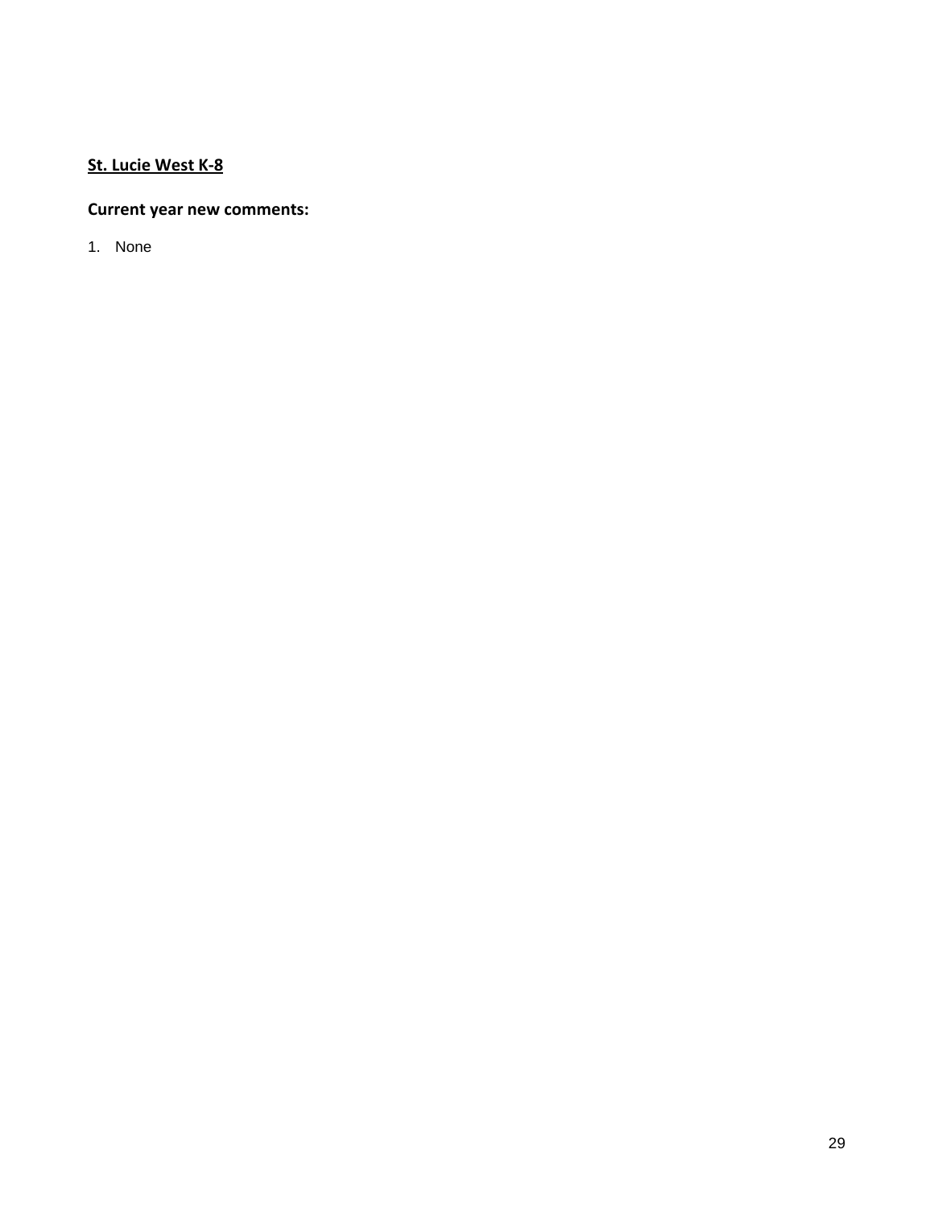**St. Lucie West K-8**

**Current year new comments:**

1. None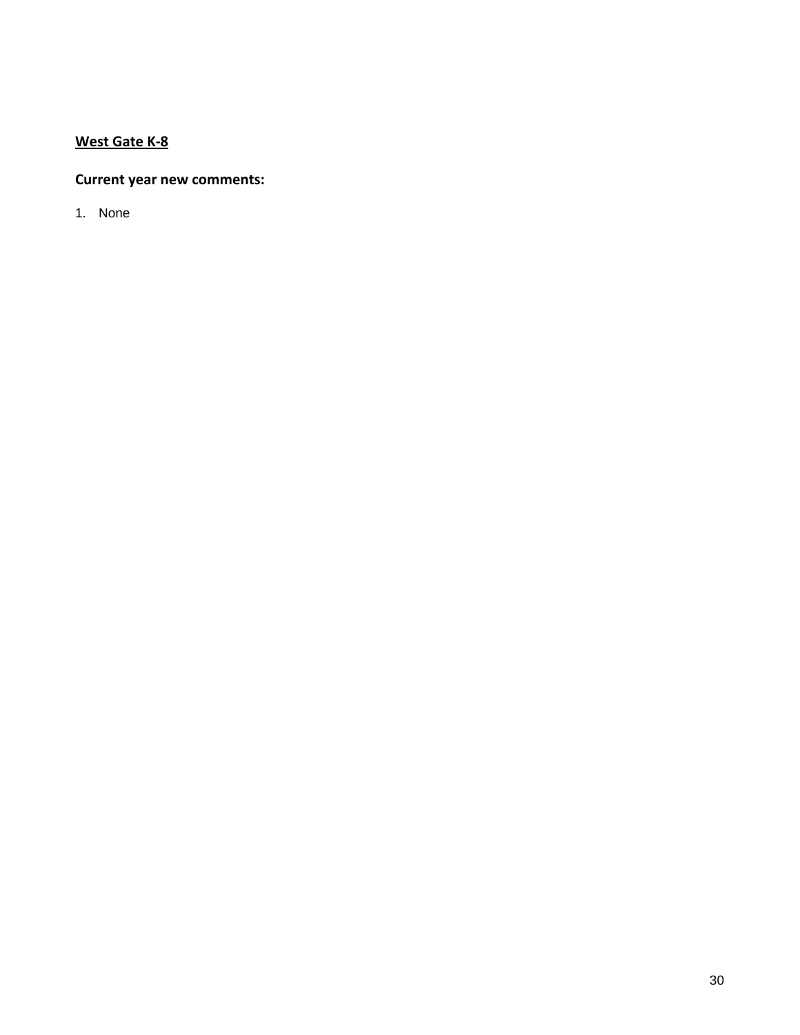**<u>West Gate K-8</u>**

**Current year new comments:**

1. None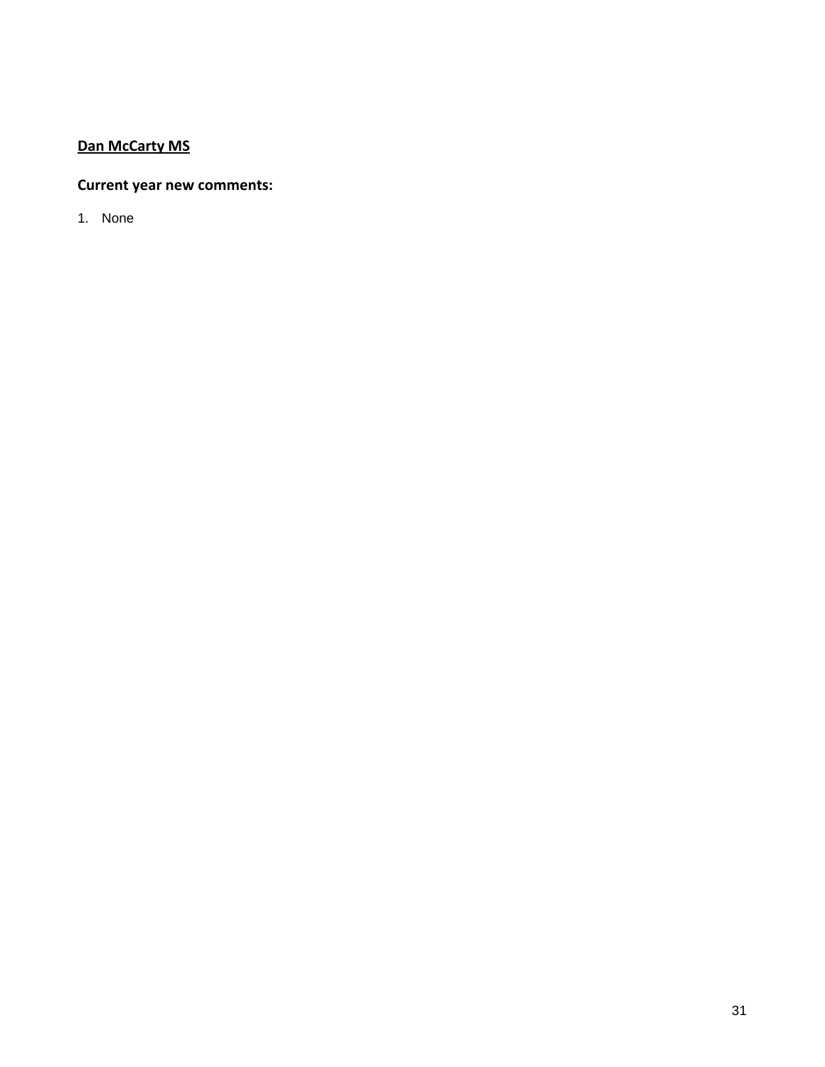**<u>Dan McCarty MS</u>**

**Current year new comments:**

1. None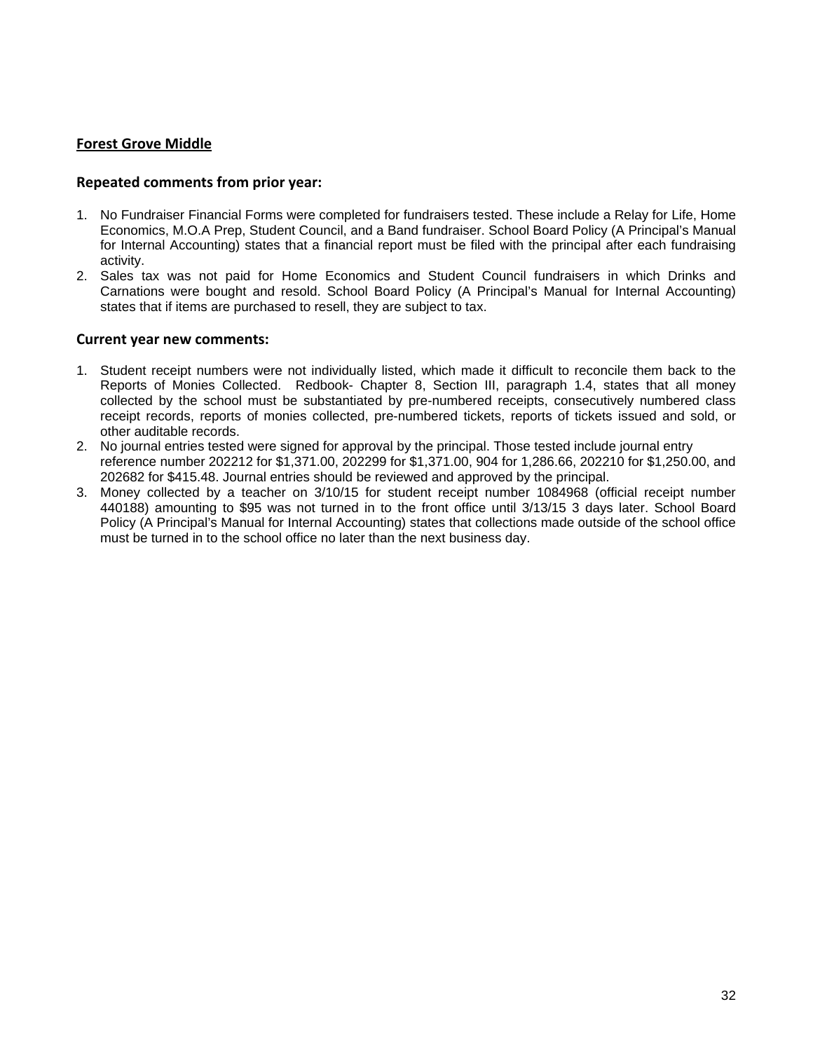## Forest Grove Middle

### Repeated comments from prior year:

1. No Fundraiser Financial Forms were completed for fundraisers tested. These include a Relay for Life, Home Economics, M.O.A Prep, Student Council, and a Band fundraiser. School Board Policy (A Principal's Manual for Internal Accounting) states that a financial report must be filed with the principal after each fundraising activity.
2. Sales tax was not paid for Home Economics and Student Council fundraisers in which Drinks and Carnations were bought and resold. School Board Policy (A Principal's Manual for Internal Accounting) states that if items are purchased to resell, they are subject to tax.

### Current year new comments:

1. Student receipt numbers were not individually listed, which made it difficult to reconcile them back to the Reports of Monies Collected. Redbook- Chapter 8, Section III, paragraph 1.4, states that all money collected by the school must be substantiated by pre-numbered receipts, consecutively numbered class receipt records, reports of monies collected, pre-numbered tickets, reports of tickets issued and sold, or other auditable records.
2. No journal entries tested were signed for approval by the principal. Those tested include journal entry reference number 202212 for $1,371.00, 202299 for $1,371.00, 904 for 1,286.66, 202210 for $1,250.00, and 202682 for $415.48. Journal entries should be reviewed and approved by the principal.
3. Money collected by a teacher on 3/10/15 for student receipt number 1084968 (official receipt number 440188) amounting to $95 was not turned in to the front office until 3/13/15 3 days later. School Board Policy (A Principal's Manual for Internal Accounting) states that collections made outside of the school office must be turned in to the school office no later than the next business day.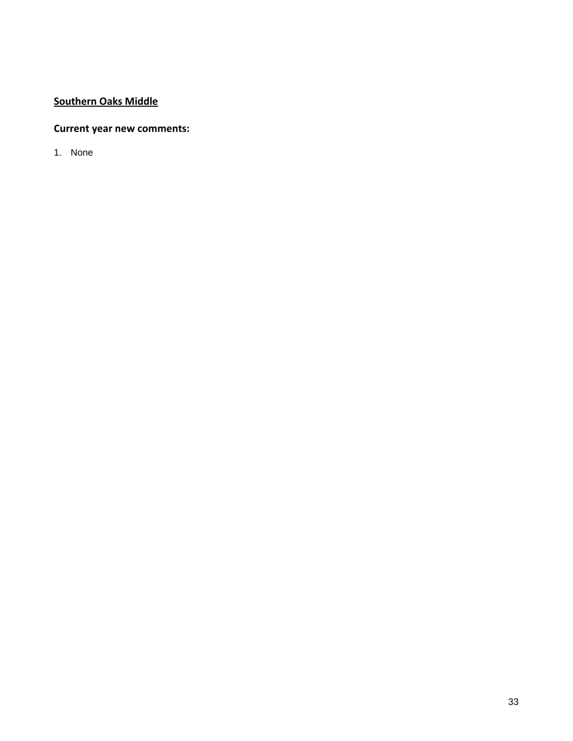**<u>Southern Oaks Middle</u>**

**Current year new comments:**

1. None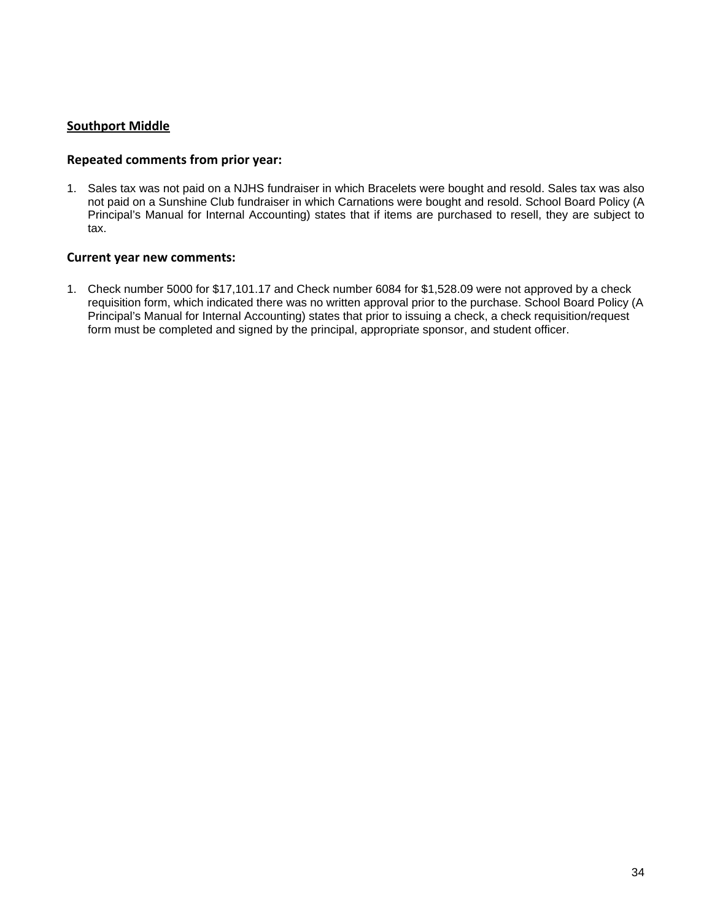## Southport Middle

### Repeated comments from prior year:

1. Sales tax was not paid on a NJHS fundraiser in which Bracelets were bought and resold. Sales tax was also not paid on a Sunshine Club fundraiser in which Carnations were bought and resold. School Board Policy (A Principal's Manual for Internal Accounting) states that if items are purchased to resell, they are subject to tax.

### Current year new comments:

1. Check number 5000 for $17,101.17 and Check number 6084 for $1,528.09 were not approved by a check requisition form, which indicated there was no written approval prior to the purchase. School Board Policy (A Principal's Manual for Internal Accounting) states that prior to issuing a check, a check requisition/request form must be completed and signed by the principal, appropriate sponsor, and student officer.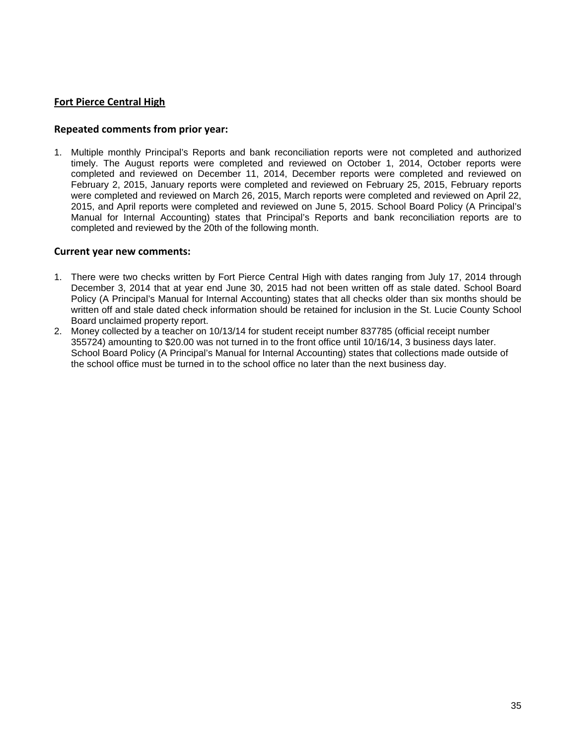## Fort Pierce Central High

### Repeated comments from prior year:

1. Multiple monthly Principal's Reports and bank reconciliation reports were not completed and authorized timely. The August reports were completed and reviewed on October 1, 2014, October reports were completed and reviewed on December 11, 2014, December reports were completed and reviewed on February 2, 2015, January reports were completed and reviewed on February 25, 2015, February reports were completed and reviewed on March 26, 2015, March reports were completed and reviewed on April 22, 2015, and April reports were completed and reviewed on June 5, 2015. School Board Policy (A Principal's Manual for Internal Accounting) states that Principal's Reports and bank reconciliation reports are to completed and reviewed by the 20th of the following month.

### Current year new comments:

1. There were two checks written by Fort Pierce Central High with dates ranging from July 17, 2014 through December 3, 2014 that at year end June 30, 2015 had not been written off as stale dated. School Board Policy (A Principal's Manual for Internal Accounting) states that all checks older than six months should be written off and stale dated check information should be retained for inclusion in the St. Lucie County School Board unclaimed property report.
2. Money collected by a teacher on 10/13/14 for student receipt number 837785 (official receipt number 355724) amounting to $20.00 was not turned in to the front office until 10/16/14, 3 business days later. School Board Policy (A Principal's Manual for Internal Accounting) states that collections made outside of the school office must be turned in to the school office no later than the next business day.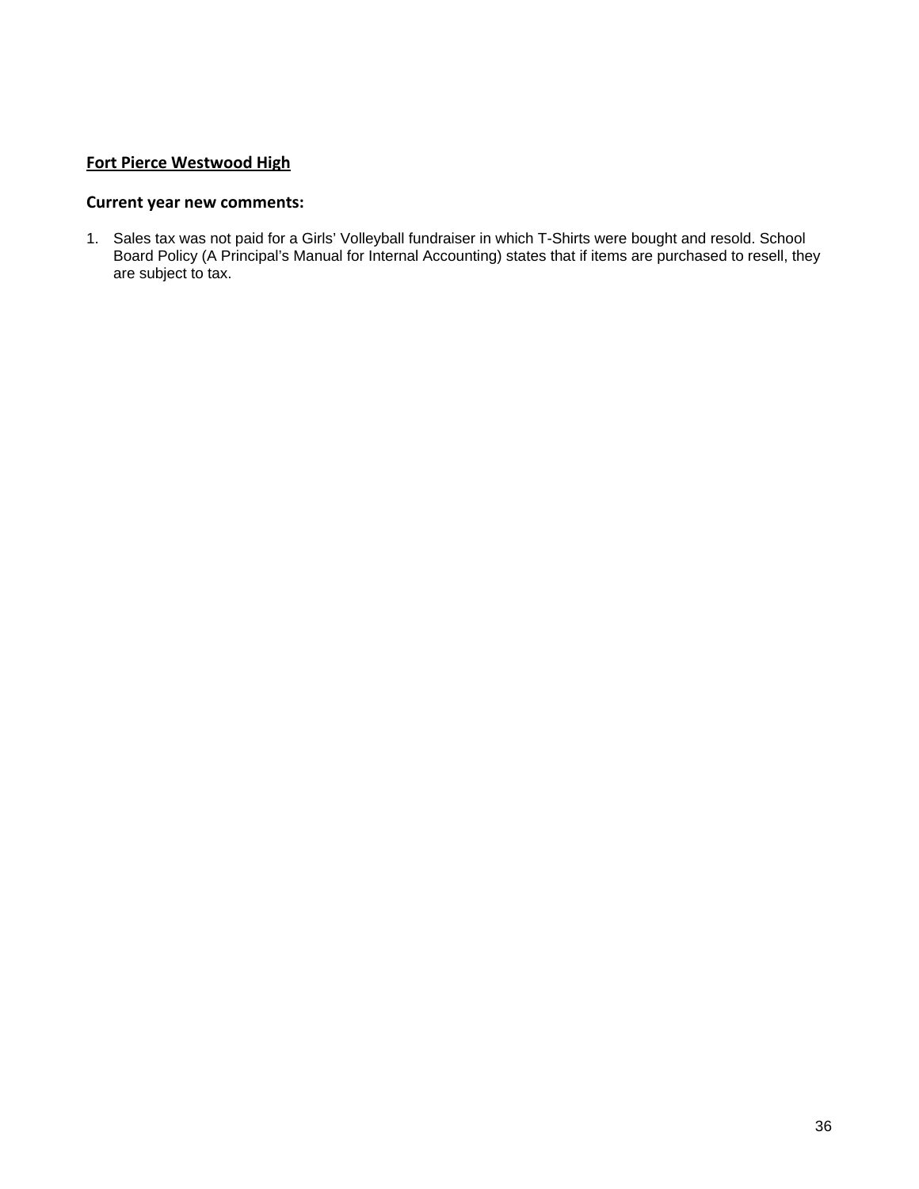**Fort Pierce Westwood High**

**Current year new comments:**

1. Sales tax was not paid for a Girls' Volleyball fundraiser in which T-Shirts were bought and resold. School Board Policy (A Principal's Manual for Internal Accounting) states that if items are purchased to resell, they are subject to tax.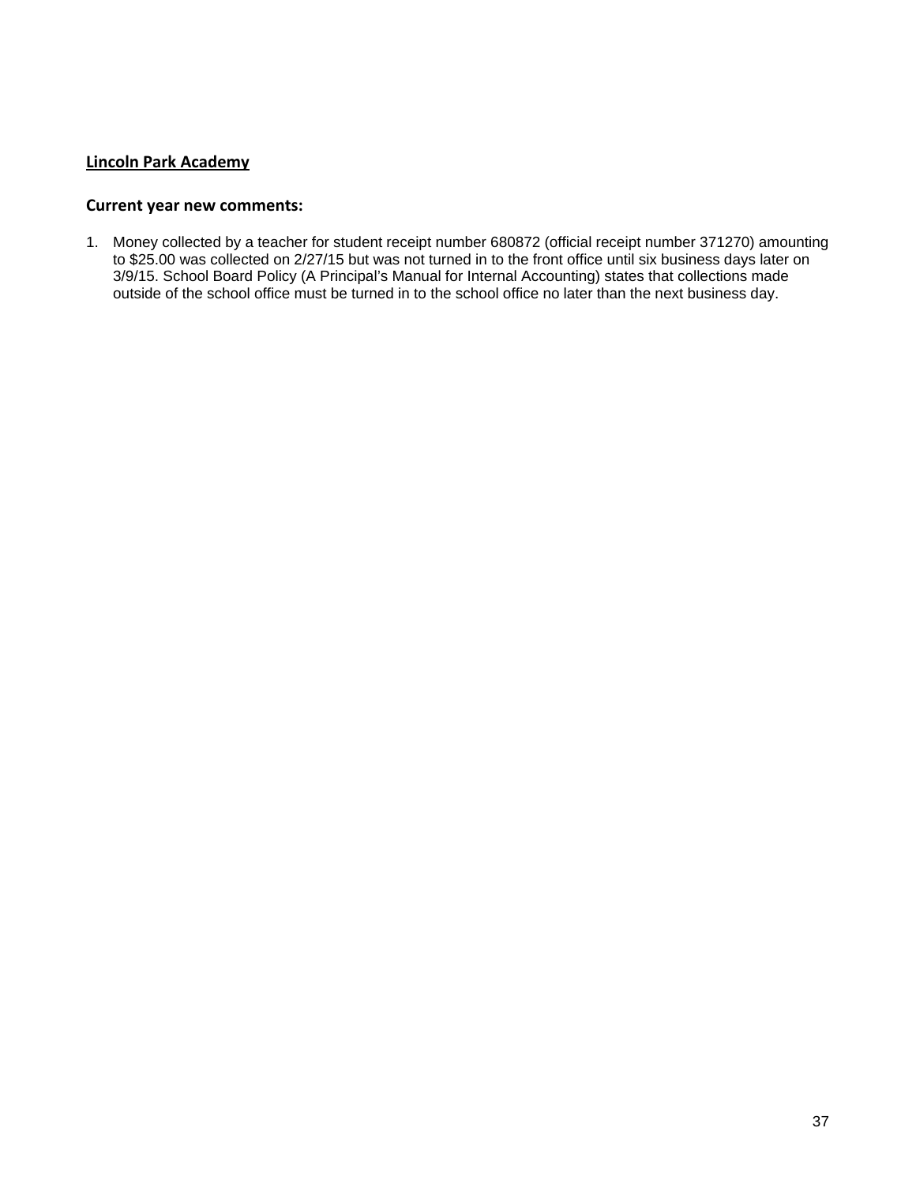## Lincoln Park Academy

### Current year new comments:

1. Money collected by a teacher for student receipt number 680872 (official receipt number 371270) amounting to $25.00 was collected on 2/27/15 but was not turned in to the front office until six business days later on 3/9/15. School Board Policy (A Principal's Manual for Internal Accounting) states that collections made outside of the school office must be turned in to the school office no later than the next business day.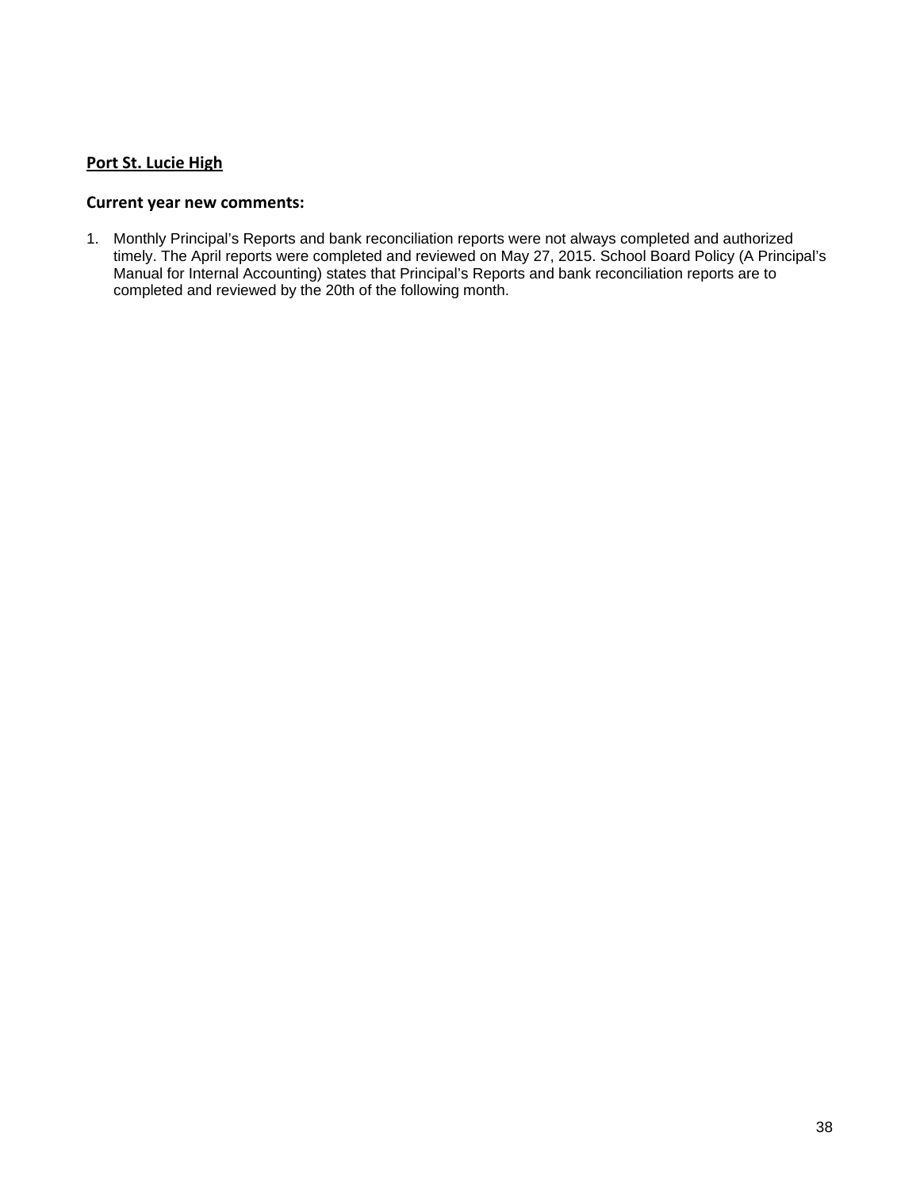**Port St. Lucie High**

### Current year new comments:

1. Monthly Principal's Reports and bank reconciliation reports were not always completed and authorized timely. The April reports were completed and reviewed on May 27, 2015. School Board Policy (A Principal's Manual for Internal Accounting) states that Principal's Reports and bank reconciliation reports are to completed and reviewed by the 20th of the following month.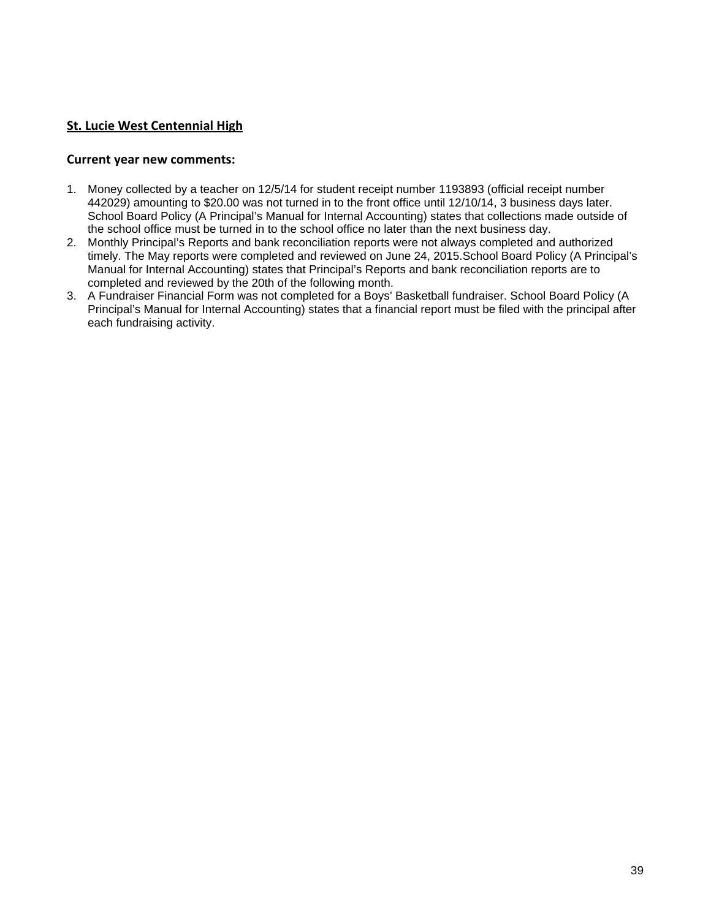**St. Lucie West Centennial High**

**Current year new comments:**

1. Money collected by a teacher on 12/5/14 for student receipt number 1193893 (official receipt number 442029) amounting to $20.00 was not turned in to the front office until 12/10/14, 3 business days later. School Board Policy (A Principal's Manual for Internal Accounting) states that collections made outside of the school office must be turned in to the school office no later than the next business day.
2. Monthly Principal's Reports and bank reconciliation reports were not always completed and authorized timely. The May reports were completed and reviewed on June 24, 2015.School Board Policy (A Principal's Manual for Internal Accounting) states that Principal's Reports and bank reconciliation reports are to completed and reviewed by the 20th of the following month.
3. A Fundraiser Financial Form was not completed for a Boys' Basketball fundraiser. School Board Policy (A Principal's Manual for Internal Accounting) states that a financial report must be filed with the principal after each fundraising activity.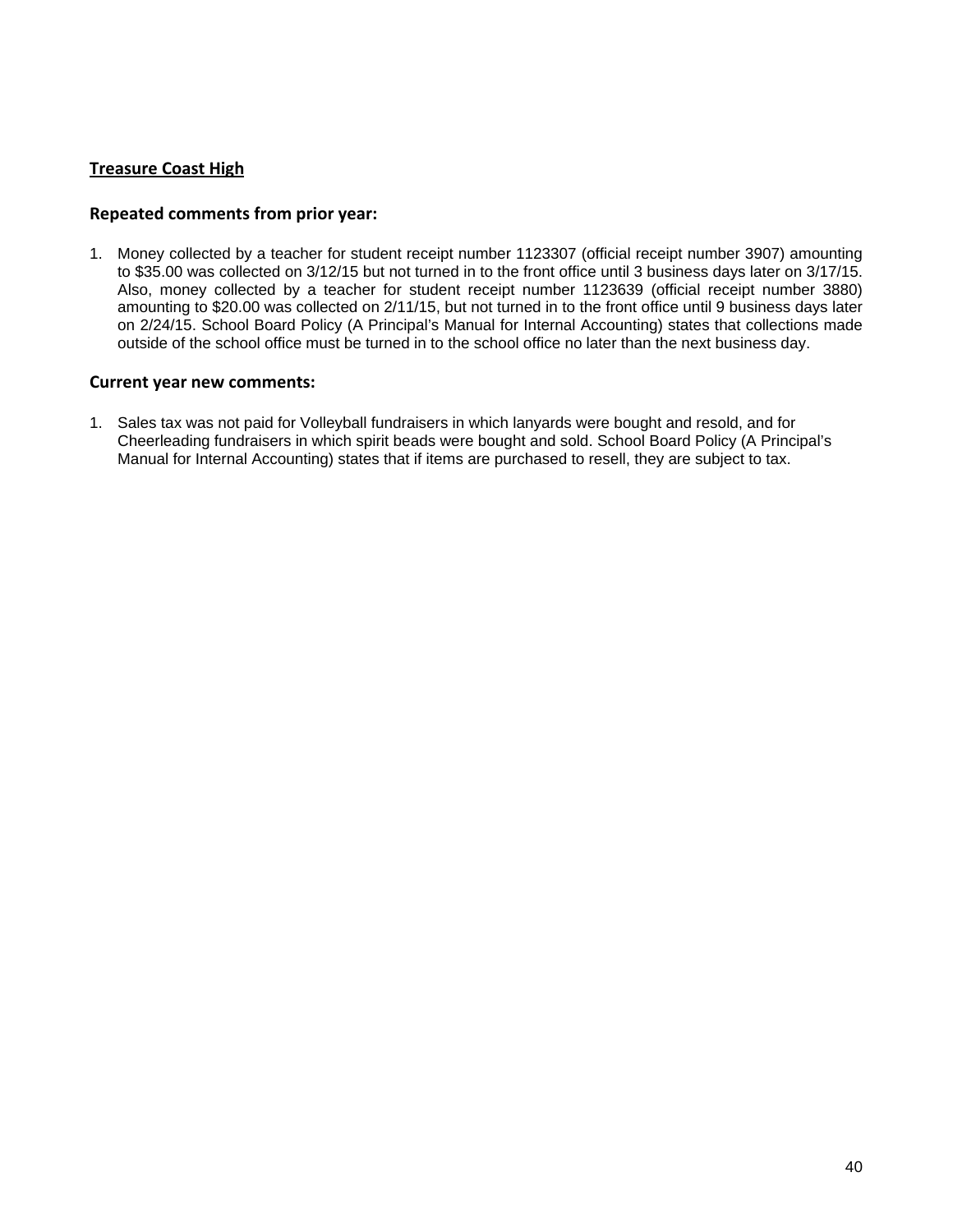## Treasure Coast High

### Repeated comments from prior year:

1. Money collected by a teacher for student receipt number 1123307 (official receipt number 3907) amounting to $35.00 was collected on 3/12/15 but not turned in to the front office until 3 business days later on 3/17/15. Also, money collected by a teacher for student receipt number 1123639 (official receipt number 3880) amounting to $20.00 was collected on 2/11/15, but not turned in to the front office until 9 business days later on 2/24/15. School Board Policy (A Principal's Manual for Internal Accounting) states that collections made outside of the school office must be turned in to the school office no later than the next business day.

### Current year new comments:

1. Sales tax was not paid for Volleyball fundraisers in which lanyards were bought and resold, and for Cheerleading fundraisers in which spirit beads were bought and sold. School Board Policy (A Principal's Manual for Internal Accounting) states that if items are purchased to resell, they are subject to tax.